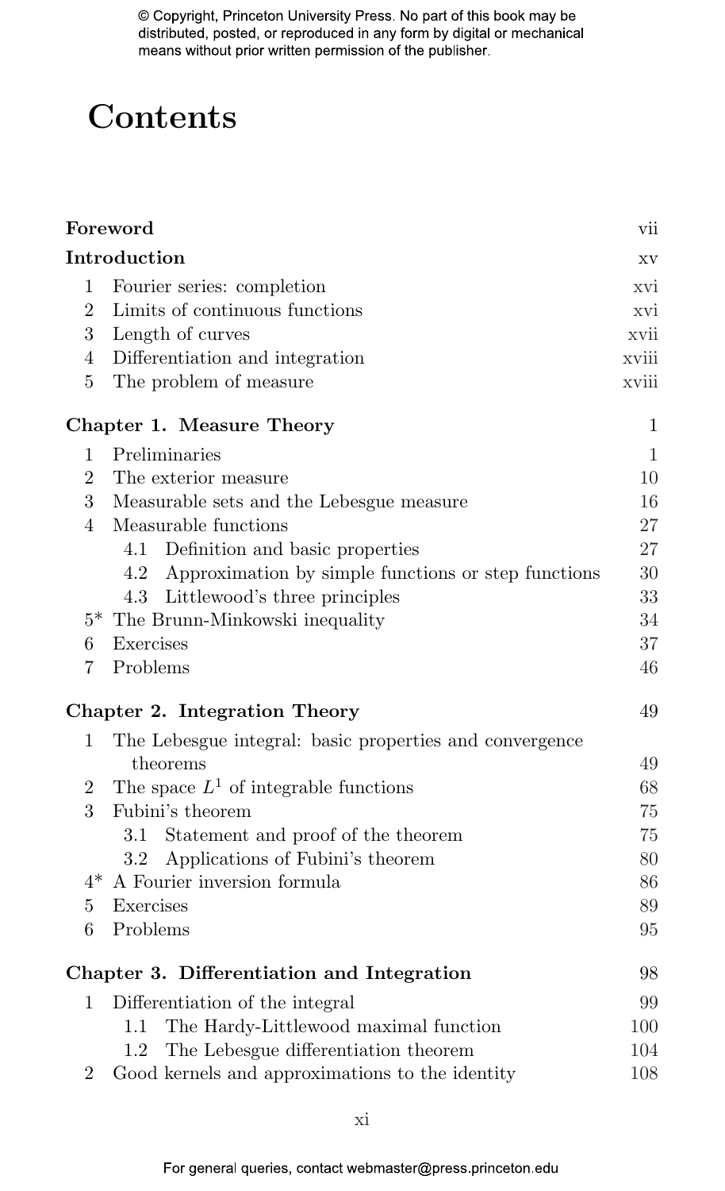# Contents

| | | |
|---|---|---|
| **Foreword** | | vii |
| **Introduction** | | xv |
| 1 | Fourier series: completion | xvi |
| 2 | Limits of continuous functions | xvi |
| 3 | Length of curves | xvii |
| 4 | Differentiation and integration | xviii |
| 5 | The problem of measure | xviii |
| **Chapter 1. Measure Theory** | | 1 |
| 1 | Preliminaries | 1 |
| 2 | The exterior measure | 10 |
| 3 | Measurable sets and the Lebesgue measure | 16 |
| 4 | Measurable functions | 27 |
| | 4.1 Definition and basic properties | 27 |
| | 4.2 Approximation by simple functions or step functions | 30 |
| | 4.3 Littlewood's three principles | 33 |
| 5* | The Brunn-Minkowski inequality | 34 |
| 6 | Exercises | 37 |
| 7 | Problems | 46 |
| **Chapter 2. Integration Theory** | | 49 |
| 1 | The Lebesgue integral: basic properties and convergence theorems | 49 |
| 2 | The space $L^1$ of integrable functions | 68 |
| 3 | Fubini's theorem | 75 |
| | 3.1 Statement and proof of the theorem | 75 |
| | 3.2 Applications of Fubini's theorem | 80 |
| 4* | A Fourier inversion formula | 86 |
| 5 | Exercises | 89 |
| 6 | Problems | 95 |
| **Chapter 3. Differentiation and Integration** | | 98 |
| 1 | Differentiation of the integral | 99 |
| | 1.1 The Hardy-Littlewood maximal function | 100 |
| | 1.2 The Lebesgue differentiation theorem | 104 |
| 2 | Good kernels and approximations to the identity | 108 |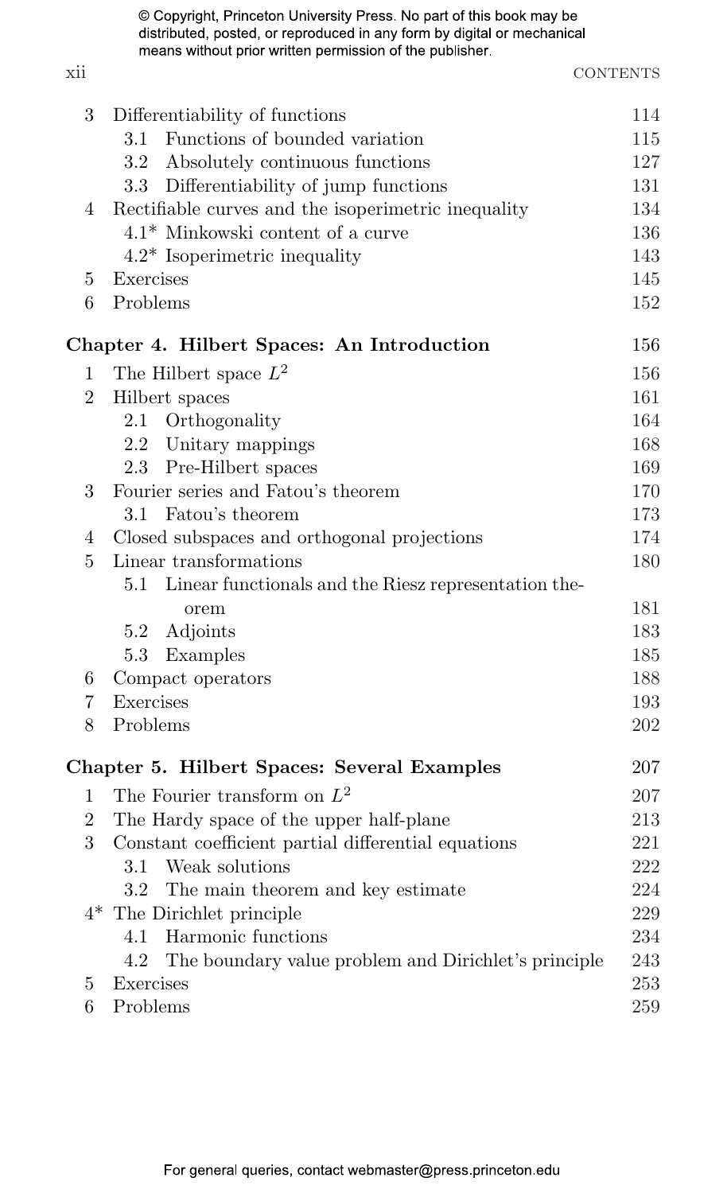| | | |
|---|---|---|
| 3 | Differentiability of functions | 114 |
| | 3.1 Functions of bounded variation | 115 |
| | 3.2 Absolutely continuous functions | 127 |
| | 3.3 Differentiability of jump functions | 131 |
| 4 | Rectifiable curves and the isoperimetric inequality | 134 |
| | 4.1* Minkowski content of a curve | 136 |
| | 4.2* Isoperimetric inequality | 143 |
| 5 | Exercises | 145 |
| 6 | Problems | 152 |

**Chapter 4. Hilbert Spaces: An Introduction** — 156

| | | |
|---|---|---|
| 1 | The Hilbert space $L^2$ | 156 |
| 2 | Hilbert spaces | 161 |
| | 2.1 Orthogonality | 164 |
| | 2.2 Unitary mappings | 168 |
| | 2.3 Pre-Hilbert spaces | 169 |
| 3 | Fourier series and Fatou's theorem | 170 |
| | 3.1 Fatou's theorem | 173 |
| 4 | Closed subspaces and orthogonal projections | 174 |
| 5 | Linear transformations | 180 |
| | 5.1 Linear functionals and the Riesz representation theorem | 181 |
| | 5.2 Adjoints | 183 |
| | 5.3 Examples | 185 |
| 6 | Compact operators | 188 |
| 7 | Exercises | 193 |
| 8 | Problems | 202 |

**Chapter 5. Hilbert Spaces: Several Examples** — 207

| | | |
|---|---|---|
| 1 | The Fourier transform on $L^2$ | 207 |
| 2 | The Hardy space of the upper half-plane | 213 |
| 3 | Constant coefficient partial differential equations | 221 |
| | 3.1 Weak solutions | 222 |
| | 3.2 The main theorem and key estimate | 224 |
| 4* | The Dirichlet principle | 229 |
| | 4.1 Harmonic functions | 234 |
| | 4.2 The boundary value problem and Dirichlet's principle | 243 |
| 5 | Exercises | 253 |
| 6 | Problems | 259 |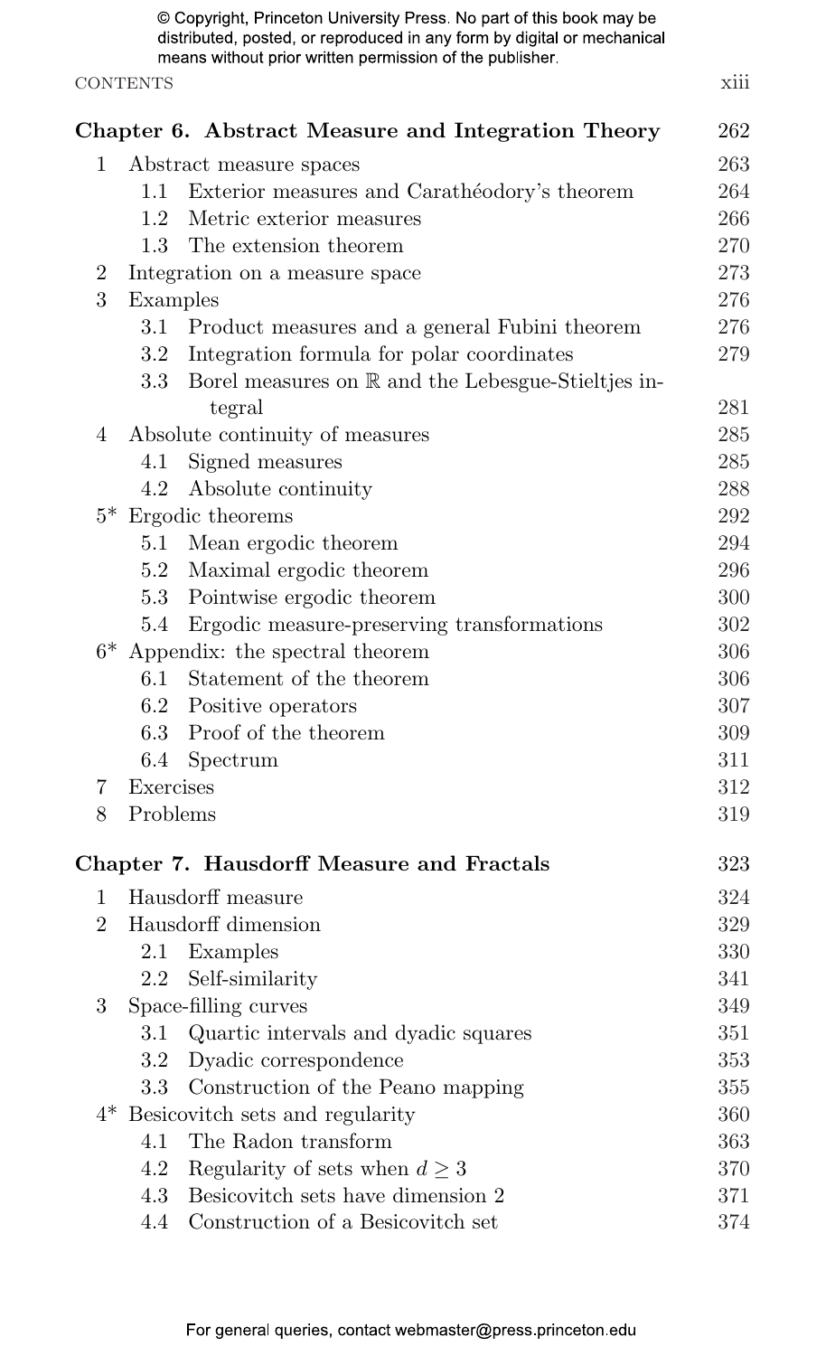| | | |
|---|---|---|
| **Chapter 6. Abstract Measure and Integration Theory** | | **262** |
| 1 | Abstract measure spaces | 263 |
| | 1.1 Exterior measures and Carathéodory's theorem | 264 |
| | 1.2 Metric exterior measures | 266 |
| | 1.3 The extension theorem | 270 |
| 2 | Integration on a measure space | 273 |
| 3 | Examples | 276 |
| | 3.1 Product measures and a general Fubini theorem | 276 |
| | 3.2 Integration formula for polar coordinates | 279 |
| | 3.3 Borel measures on $\mathbb{R}$ and the Lebesgue-Stieltjes integral | 281 |
| 4 | Absolute continuity of measures | 285 |
| | 4.1 Signed measures | 285 |
| | 4.2 Absolute continuity | 288 |
| 5* | Ergodic theorems | 292 |
| | 5.1 Mean ergodic theorem | 294 |
| | 5.2 Maximal ergodic theorem | 296 |
| | 5.3 Pointwise ergodic theorem | 300 |
| | 5.4 Ergodic measure-preserving transformations | 302 |
| 6* | Appendix: the spectral theorem | 306 |
| | 6.1 Statement of the theorem | 306 |
| | 6.2 Positive operators | 307 |
| | 6.3 Proof of the theorem | 309 |
| | 6.4 Spectrum | 311 |
| 7 | Exercises | 312 |
| 8 | Problems | 319 |
| **Chapter 7. Hausdorff Measure and Fractals** | | **323** |
| 1 | Hausdorff measure | 324 |
| 2 | Hausdorff dimension | 329 |
| | 2.1 Examples | 330 |
| | 2.2 Self-similarity | 341 |
| 3 | Space-filling curves | 349 |
| | 3.1 Quartic intervals and dyadic squares | 351 |
| | 3.2 Dyadic correspondence | 353 |
| | 3.3 Construction of the Peano mapping | 355 |
| 4* | Besicovitch sets and regularity | 360 |
| | 4.1 The Radon transform | 363 |
| | 4.2 Regularity of sets when $d \geq 3$ | 370 |
| | 4.3 Besicovitch sets have dimension 2 | 371 |
| | 4.4 Construction of a Besicovitch set | 374 |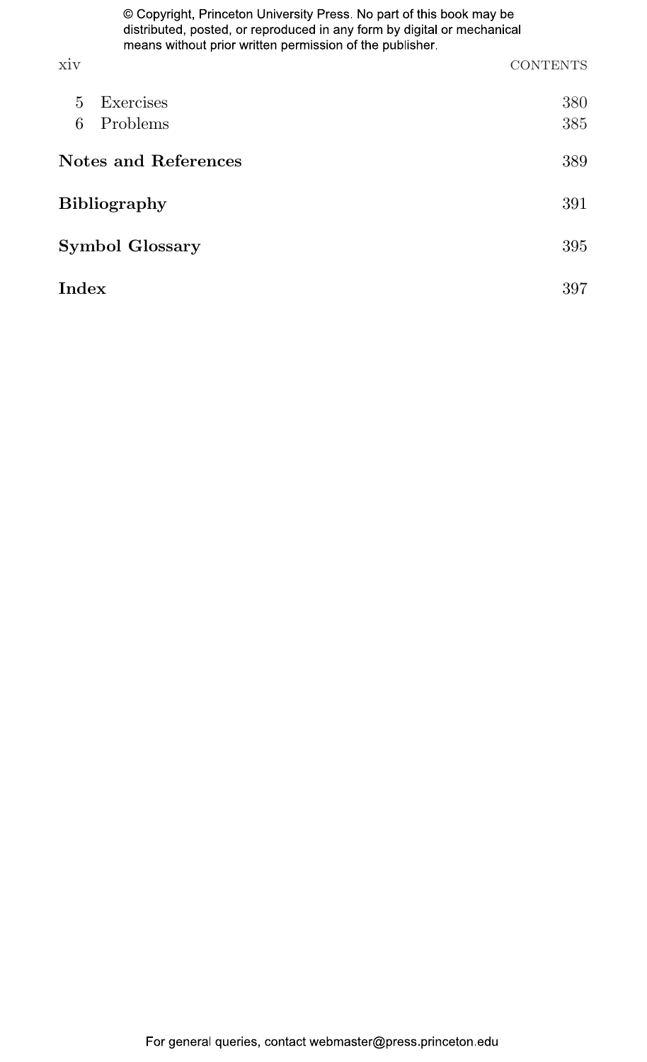| | | |
|---|---|---|
| 5 | Exercises | 380 |
| 6 | Problems | 385 |

**Notes and References** 389

**Bibliography** 391

**Symbol Glossary** 395

**Index** 397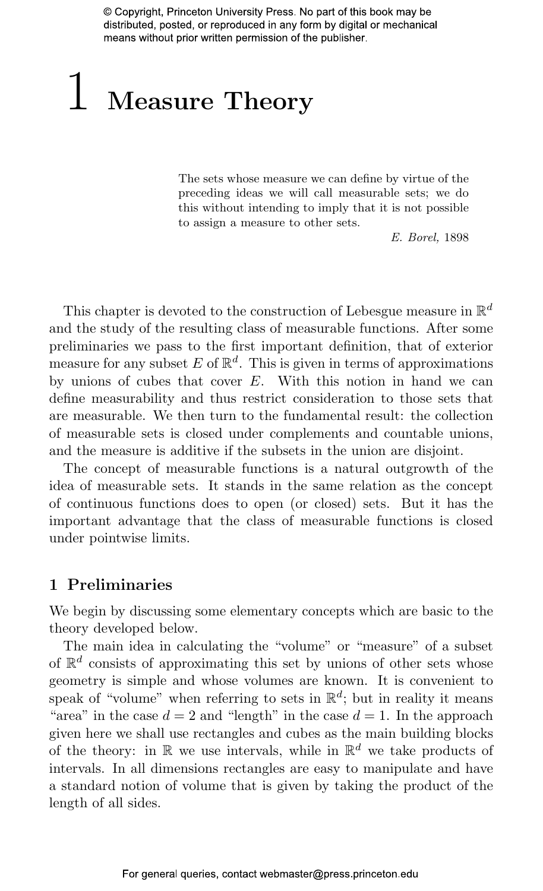# 1 Measure Theory

> The sets whose measure we can define by virtue of the preceding ideas we will call measurable sets; we do this without intending to imply that it is not possible to assign a measure to other sets.
>
> *E. Borel,* 1898

This chapter is devoted to the construction of Lebesgue measure in $\mathbb{R}^d$ and the study of the resulting class of measurable functions. After some preliminaries we pass to the first important definition, that of exterior measure for any subset $E$ of $\mathbb{R}^d$. This is given in terms of approximations by unions of cubes that cover $E$. With this notion in hand we can define measurability and thus restrict consideration to those sets that are measurable. We then turn to the fundamental result: the collection of measurable sets is closed under complements and countable unions, and the measure is additive if the subsets in the union are disjoint.

The concept of measurable functions is a natural outgrowth of the idea of measurable sets. It stands in the same relation as the concept of continuous functions does to open (or closed) sets. But it has the important advantage that the class of measurable functions is closed under pointwise limits.

## 1 Preliminaries

We begin by discussing some elementary concepts which are basic to the theory developed below.

The main idea in calculating the "volume" or "measure" of a subset of $\mathbb{R}^d$ consists of approximating this set by unions of other sets whose geometry is simple and whose volumes are known. It is convenient to speak of "volume" when referring to sets in $\mathbb{R}^d$; but in reality it means "area" in the case $d = 2$ and "length" in the case $d = 1$. In the approach given here we shall use rectangles and cubes as the main building blocks of the theory: in $\mathbb{R}$ we use intervals, while in $\mathbb{R}^d$ we take products of intervals. In all dimensions rectangles are easy to manipulate and have a standard notion of volume that is given by taking the product of the length of all sides.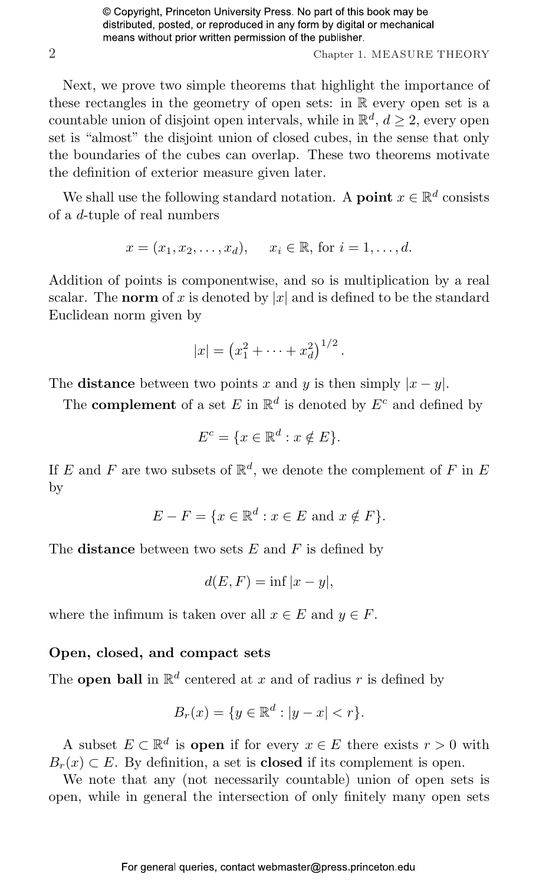Next, we prove two simple theorems that highlight the importance of these rectangles in the geometry of open sets: in $\mathbb{R}$ every open set is a countable union of disjoint open intervals, while in $\mathbb{R}^d$, $d \geq 2$, every open set is "almost" the disjoint union of closed cubes, in the sense that only the boundaries of the cubes can overlap. These two theorems motivate the definition of exterior measure given later.

We shall use the following standard notation. A **point** $x \in \mathbb{R}^d$ consists of a $d$-tuple of real numbers

$$x = (x_1, x_2, \ldots, x_d), \qquad x_i \in \mathbb{R}, \text{ for } i = 1, \ldots, d.$$

Addition of points is componentwise, and so is multiplication by a real scalar. The **norm** of $x$ is denoted by $|x|$ and is defined to be the standard Euclidean norm given by

$$|x| = \left(x_1^2 + \cdots + x_d^2\right)^{1/2}.$$

The **distance** between two points $x$ and $y$ is then simply $|x - y|$.

The **complement** of a set $E$ in $\mathbb{R}^d$ is denoted by $E^c$ and defined by

$$E^c = \{x \in \mathbb{R}^d : x \notin E\}.$$

If $E$ and $F$ are two subsets of $\mathbb{R}^d$, we denote the complement of $F$ in $E$ by

$$E - F = \{x \in \mathbb{R}^d : x \in E \text{ and } x \notin F\}.$$

The **distance** between two sets $E$ and $F$ is defined by

$$d(E, F) = \inf |x - y|,$$

where the infimum is taken over all $x \in E$ and $y \in F$.

### Open, closed, and compact sets

The **open ball** in $\mathbb{R}^d$ centered at $x$ and of radius $r$ is defined by

$$B_r(x) = \{y \in \mathbb{R}^d : |y - x| < r\}.$$

A subset $E \subset \mathbb{R}^d$ is **open** if for every $x \in E$ there exists $r > 0$ with $B_r(x) \subset E$. By definition, a set is **closed** if its complement is open.

We note that any (not necessarily countable) union of open sets is open, while in general the intersection of only finitely many open sets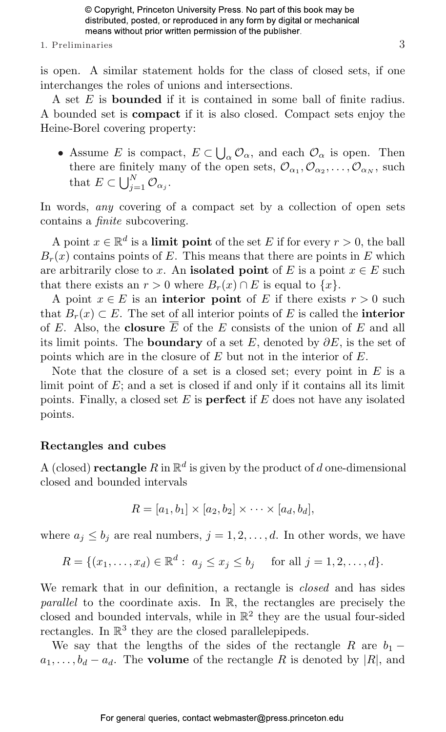is open. A similar statement holds for the class of closed sets, if one interchanges the roles of unions and intersections.

A set $E$ is **bounded** if it is contained in some ball of finite radius. A bounded set is **compact** if it is also closed. Compact sets enjoy the Heine-Borel covering property:

- Assume $E$ is compact, $E \subset \bigcup_\alpha \mathcal{O}_\alpha$, and each $\mathcal{O}_\alpha$ is open. Then there are finitely many of the open sets, $\mathcal{O}_{\alpha_1}, \mathcal{O}_{\alpha_2}, \ldots, \mathcal{O}_{\alpha_N}$, such that $E \subset \bigcup_{j=1}^{N} \mathcal{O}_{\alpha_j}$.

In words, *any* covering of a compact set by a collection of open sets contains a *finite* subcovering.

A point $x \in \mathbb{R}^d$ is a **limit point** of the set $E$ if for every $r > 0$, the ball $B_r(x)$ contains points of $E$. This means that there are points in $E$ which are arbitrarily close to $x$. An **isolated point** of $E$ is a point $x \in E$ such that there exists an $r > 0$ where $B_r(x) \cap E$ is equal to $\{x\}$.

A point $x \in E$ is an **interior point** of $E$ if there exists $r > 0$ such that $B_r(x) \subset E$. The set of all interior points of $E$ is called the **interior** of $E$. Also, the **closure** $\overline{E}$ of the $E$ consists of the union of $E$ and all its limit points. The **boundary** of a set $E$, denoted by $\partial E$, is the set of points which are in the closure of $E$ but not in the interior of $E$.

Note that the closure of a set is a closed set; every point in $E$ is a limit point of $E$; and a set is closed if and only if it contains all its limit points. Finally, a closed set $E$ is **perfect** if $E$ does not have any isolated points.

### Rectangles and cubes

A (closed) **rectangle** $R$ in $\mathbb{R}^d$ is given by the product of $d$ one-dimensional closed and bounded intervals

$$R = [a_1, b_1] \times [a_2, b_2] \times \cdots \times [a_d, b_d],$$

where $a_j \leq b_j$ are real numbers, $j = 1, 2, \ldots, d$. In other words, we have

$$R = \{(x_1, \ldots, x_d) \in \mathbb{R}^d : \; a_j \leq x_j \leq b_j \quad \text{for all } j = 1, 2, \ldots, d\}.$$

We remark that in our definition, a rectangle is *closed* and has sides *parallel* to the coordinate axis. In $\mathbb{R}$, the rectangles are precisely the closed and bounded intervals, while in $\mathbb{R}^2$ they are the usual four-sided rectangles. In $\mathbb{R}^3$ they are the closed parallelepipeds.

We say that the lengths of the sides of the rectangle $R$ are $b_1 - a_1, \ldots, b_d - a_d$. The **volume** of the rectangle $R$ is denoted by $|R|$, and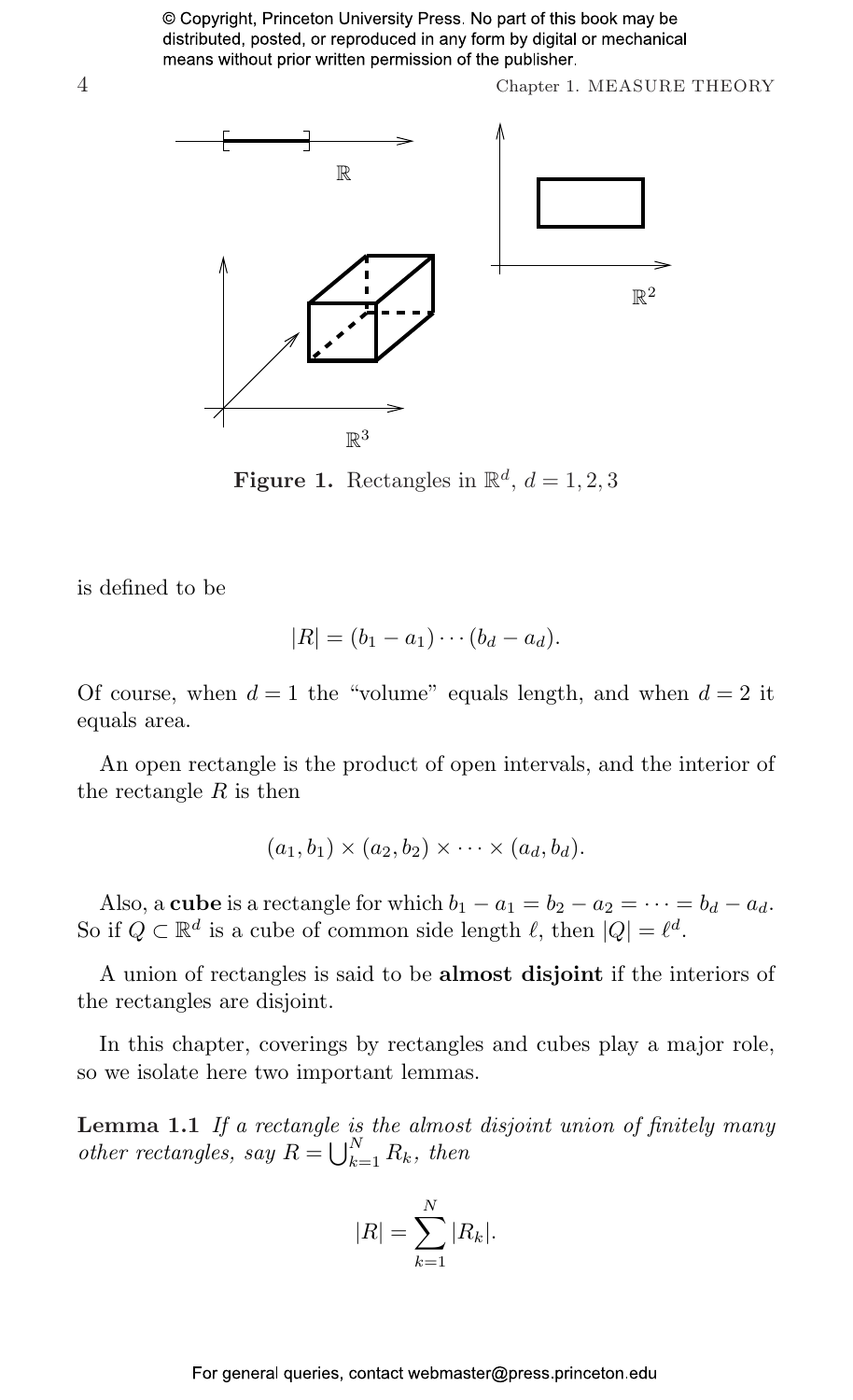**Figure 1.** Rectangles in $\mathbb{R}^d$, $d = 1, 2, 3$

is defined to be

$$|R| = (b_1 - a_1) \cdots (b_d - a_d).$$

Of course, when $d = 1$ the "volume" equals length, and when $d = 2$ it equals area.

An open rectangle is the product of open intervals, and the interior of the rectangle $R$ is then

$$(a_1, b_1) \times (a_2, b_2) \times \cdots \times (a_d, b_d).$$

Also, a **cube** is a rectangle for which $b_1 - a_1 = b_2 - a_2 = \cdots = b_d - a_d$. So if $Q \subset \mathbb{R}^d$ is a cube of common side length $\ell$, then $|Q| = \ell^d$.

A union of rectangles is said to be **almost disjoint** if the interiors of the rectangles are disjoint.

In this chapter, coverings by rectangles and cubes play a major role, so we isolate here two important lemmas.

**Lemma 1.1** *If a rectangle is the almost disjoint union of finitely many other rectangles, say $R = \bigcup_{k=1}^{N} R_k$, then*

$$|R| = \sum_{k=1}^{N} |R_k|.$$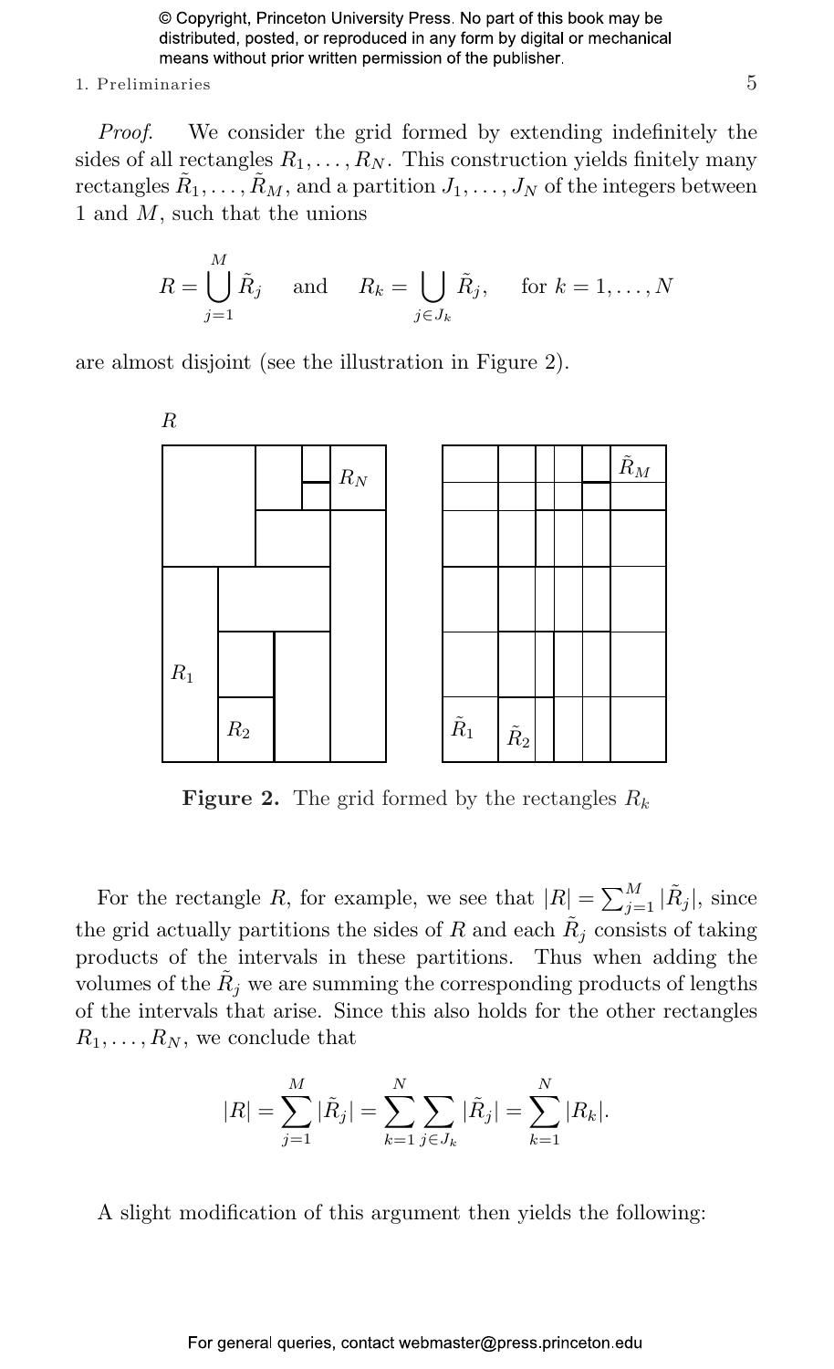*Proof.* We consider the grid formed by extending indefinitely the sides of all rectangles $R_1, \ldots, R_N$. This construction yields finitely many rectangles $\tilde{R}_1, \ldots, \tilde{R}_M$, and a partition $J_1, \ldots, J_N$ of the integers between 1 and $M$, such that the unions

$$R = \bigcup_{j=1}^{M} \tilde{R}_j \quad \text{and} \quad R_k = \bigcup_{j \in J_k} \tilde{R}_j, \quad \text{for } k = 1, \ldots, N$$

are almost disjoint (see the illustration in Figure 2).

**Figure 2.** The grid formed by the rectangles $R_k$

For the rectangle $R$, for example, we see that $|R| = \sum_{j=1}^{M} |\tilde{R}_j|$, since the grid actually partitions the sides of $R$ and each $\tilde{R}_j$ consists of taking products of the intervals in these partitions. Thus when adding the volumes of the $\tilde{R}_j$ we are summing the corresponding products of lengths of the intervals that arise. Since this also holds for the other rectangles $R_1, \ldots, R_N$, we conclude that

$$|R| = \sum_{j=1}^{M} |\tilde{R}_j| = \sum_{k=1}^{N} \sum_{j \in J_k} |\tilde{R}_j| = \sum_{k=1}^{N} |R_k|.$$

A slight modification of this argument then yields the following: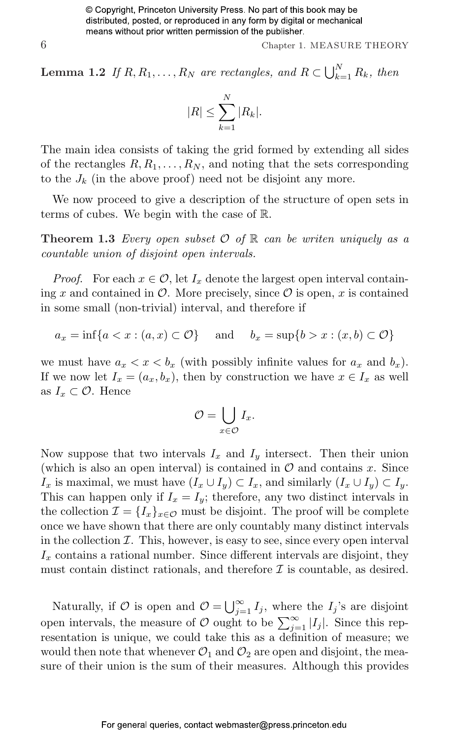**Lemma 1.2** *If $R, R_1, \ldots, R_N$ are rectangles, and $R \subset \bigcup_{k=1}^{N} R_k$, then*

$$|R| \leq \sum_{k=1}^{N} |R_k|.$$

The main idea consists of taking the grid formed by extending all sides of the rectangles $R, R_1, \ldots, R_N$, and noting that the sets corresponding to the $J_k$ (in the above proof) need not be disjoint any more.

We now proceed to give a description of the structure of open sets in terms of cubes. We begin with the case of $\mathbb{R}$.

**Theorem 1.3** *Every open subset $\mathcal{O}$ of $\mathbb{R}$ can be writen uniquely as a countable union of disjoint open intervals.*

*Proof.* For each $x \in \mathcal{O}$, let $I_x$ denote the largest open interval containing $x$ and contained in $\mathcal{O}$. More precisely, since $\mathcal{O}$ is open, $x$ is contained in some small (non-trivial) interval, and therefore if

$$a_x = \inf\{a < x : (a, x) \subset \mathcal{O}\} \quad \text{and} \quad b_x = \sup\{b > x : (x, b) \subset \mathcal{O}\}$$

we must have $a_x < x < b_x$ (with possibly infinite values for $a_x$ and $b_x$). If we now let $I_x = (a_x, b_x)$, then by construction we have $x \in I_x$ as well as $I_x \subset \mathcal{O}$. Hence

$$\mathcal{O} = \bigcup_{x \in \mathcal{O}} I_x.$$

Now suppose that two intervals $I_x$ and $I_y$ intersect. Then their union (which is also an open interval) is contained in $\mathcal{O}$ and contains $x$. Since $I_x$ is maximal, we must have $(I_x \cup I_y) \subset I_x$, and similarly $(I_x \cup I_y) \subset I_y$. This can happen only if $I_x = I_y$; therefore, any two distinct intervals in the collection $\mathcal{I} = \{I_x\}_{x \in \mathcal{O}}$ must be disjoint. The proof will be complete once we have shown that there are only countably many distinct intervals in the collection $\mathcal{I}$. This, however, is easy to see, since every open interval $I_x$ contains a rational number. Since different intervals are disjoint, they must contain distinct rationals, and therefore $\mathcal{I}$ is countable, as desired.

Naturally, if $\mathcal{O}$ is open and $\mathcal{O} = \bigcup_{j=1}^{\infty} I_j$, where the $I_j$'s are disjoint open intervals, the measure of $\mathcal{O}$ ought to be $\sum_{j=1}^{\infty} |I_j|$. Since this representation is unique, we could take this as a definition of measure; we would then note that whenever $\mathcal{O}_1$ and $\mathcal{O}_2$ are open and disjoint, the measure of their union is the sum of their measures. Although this provides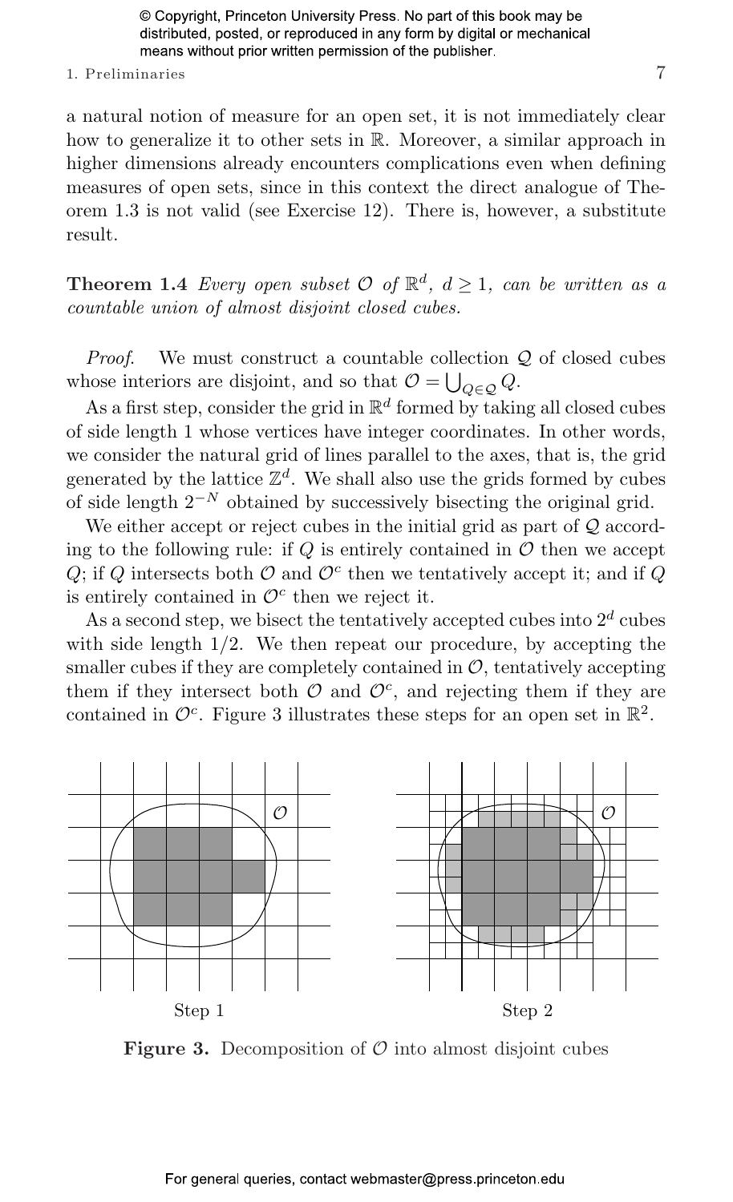a natural notion of measure for an open set, it is not immediately clear how to generalize it to other sets in $\mathbb{R}$. Moreover, a similar approach in higher dimensions already encounters complications even when defining measures of open sets, since in this context the direct analogue of Theorem 1.3 is not valid (see Exercise 12). There is, however, a substitute result.

**Theorem 1.4** *Every open subset $\mathcal{O}$ of $\mathbb{R}^d$, $d \geq 1$, can be written as a countable union of almost disjoint closed cubes.*

*Proof.* We must construct a countable collection $\mathcal{Q}$ of closed cubes whose interiors are disjoint, and so that $\mathcal{O} = \bigcup_{Q \in \mathcal{Q}} Q$.

As a first step, consider the grid in $\mathbb{R}^d$ formed by taking all closed cubes of side length 1 whose vertices have integer coordinates. In other words, we consider the natural grid of lines parallel to the axes, that is, the grid generated by the lattice $\mathbb{Z}^d$. We shall also use the grids formed by cubes of side length $2^{-N}$ obtained by successively bisecting the original grid.

We either accept or reject cubes in the initial grid as part of $\mathcal{Q}$ according to the following rule: if $Q$ is entirely contained in $\mathcal{O}$ then we accept $Q$; if $Q$ intersects both $\mathcal{O}$ and $\mathcal{O}^c$ then we tentatively accept it; and if $Q$ is entirely contained in $\mathcal{O}^c$ then we reject it.

As a second step, we bisect the tentatively accepted cubes into $2^d$ cubes with side length $1/2$. We then repeat our procedure, by accepting the smaller cubes if they are completely contained in $\mathcal{O}$, tentatively accepting them if they intersect both $\mathcal{O}$ and $\mathcal{O}^c$, and rejecting them if they are contained in $\mathcal{O}^c$. Figure 3 illustrates these steps for an open set in $\mathbb{R}^2$.

Step 1 Step 2

**Figure 3.** Decomposition of $\mathcal{O}$ into almost disjoint cubes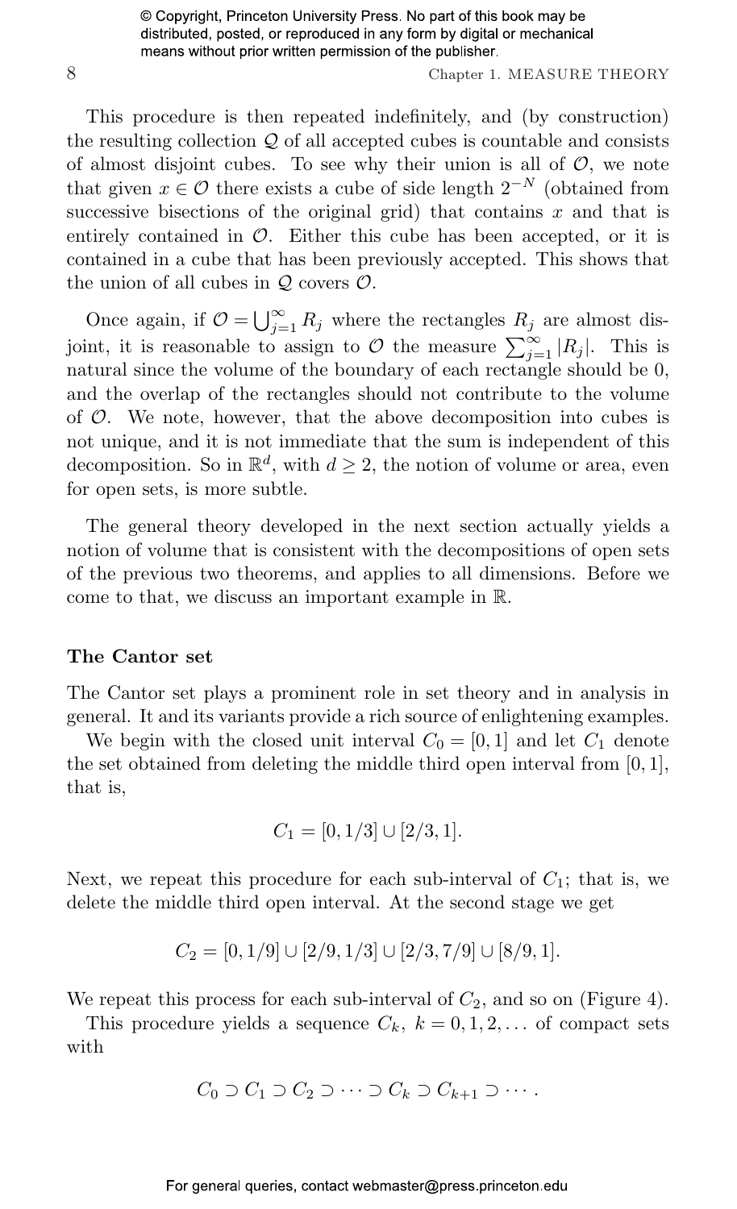This procedure is then repeated indefinitely, and (by construction) the resulting collection $\mathcal{Q}$ of all accepted cubes is countable and consists of almost disjoint cubes. To see why their union is all of $\mathcal{O}$, we note that given $x \in \mathcal{O}$ there exists a cube of side length $2^{-N}$ (obtained from successive bisections of the original grid) that contains $x$ and that is entirely contained in $\mathcal{O}$. Either this cube has been accepted, or it is contained in a cube that has been previously accepted. This shows that the union of all cubes in $\mathcal{Q}$ covers $\mathcal{O}$.

Once again, if $\mathcal{O} = \bigcup_{j=1}^{\infty} R_j$ where the rectangles $R_j$ are almost disjoint, it is reasonable to assign to $\mathcal{O}$ the measure $\sum_{j=1}^{\infty} |R_j|$. This is natural since the volume of the boundary of each rectangle should be 0, and the overlap of the rectangles should not contribute to the volume of $\mathcal{O}$. We note, however, that the above decomposition into cubes is not unique, and it is not immediate that the sum is independent of this decomposition. So in $\mathbb{R}^d$, with $d \geq 2$, the notion of volume or area, even for open sets, is more subtle.

The general theory developed in the next section actually yields a notion of volume that is consistent with the decompositions of open sets of the previous two theorems, and applies to all dimensions. Before we come to that, we discuss an important example in $\mathbb{R}$.

### The Cantor set

The Cantor set plays a prominent role in set theory and in analysis in general. It and its variants provide a rich source of enlightening examples.

We begin with the closed unit interval $C_0 = [0, 1]$ and let $C_1$ denote the set obtained from deleting the middle third open interval from $[0, 1]$, that is,

$$C_1 = [0, 1/3] \cup [2/3, 1].$$

Next, we repeat this procedure for each sub-interval of $C_1$; that is, we delete the middle third open interval. At the second stage we get

$$C_2 = [0, 1/9] \cup [2/9, 1/3] \cup [2/3, 7/9] \cup [8/9, 1].$$

We repeat this process for each sub-interval of $C_2$, and so on (Figure 4).

This procedure yields a sequence $C_k$, $k = 0, 1, 2, \ldots$ of compact sets with

$$C_0 \supset C_1 \supset C_2 \supset \cdots \supset C_k \supset C_{k+1} \supset \cdots.$$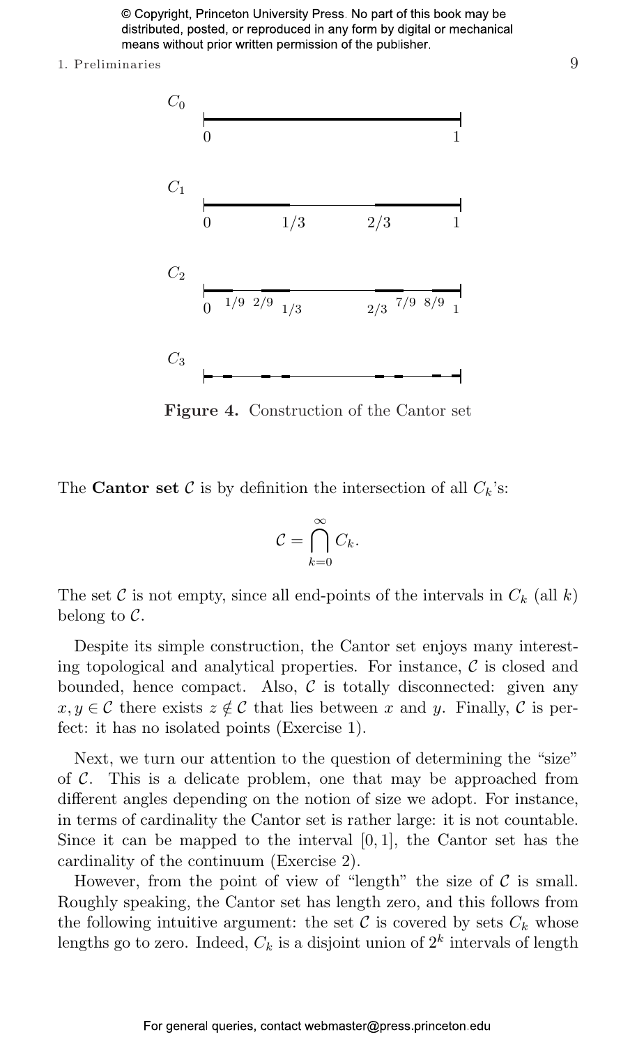**Figure 4.** Construction of the Cantor set

The **Cantor set** $\mathcal{C}$ is by definition the intersection of all $C_k$'s:

$$\mathcal{C} = \bigcap_{k=0}^{\infty} C_k.$$

The set $\mathcal{C}$ is not empty, since all end-points of the intervals in $C_k$ (all $k$) belong to $\mathcal{C}$.

Despite its simple construction, the Cantor set enjoys many interesting topological and analytical properties. For instance, $\mathcal{C}$ is closed and bounded, hence compact. Also, $\mathcal{C}$ is totally disconnected: given any $x, y \in \mathcal{C}$ there exists $z \notin \mathcal{C}$ that lies between $x$ and $y$. Finally, $\mathcal{C}$ is perfect: it has no isolated points (Exercise 1).

Next, we turn our attention to the question of determining the "size" of $\mathcal{C}$. This is a delicate problem, one that may be approached from different angles depending on the notion of size we adopt. For instance, in terms of cardinality the Cantor set is rather large: it is not countable. Since it can be mapped to the interval $[0, 1]$, the Cantor set has the cardinality of the continuum (Exercise 2).

However, from the point of view of "length" the size of $\mathcal{C}$ is small. Roughly speaking, the Cantor set has length zero, and this follows from the following intuitive argument: the set $\mathcal{C}$ is covered by sets $C_k$ whose lengths go to zero. Indeed, $C_k$ is a disjoint union of $2^k$ intervals of length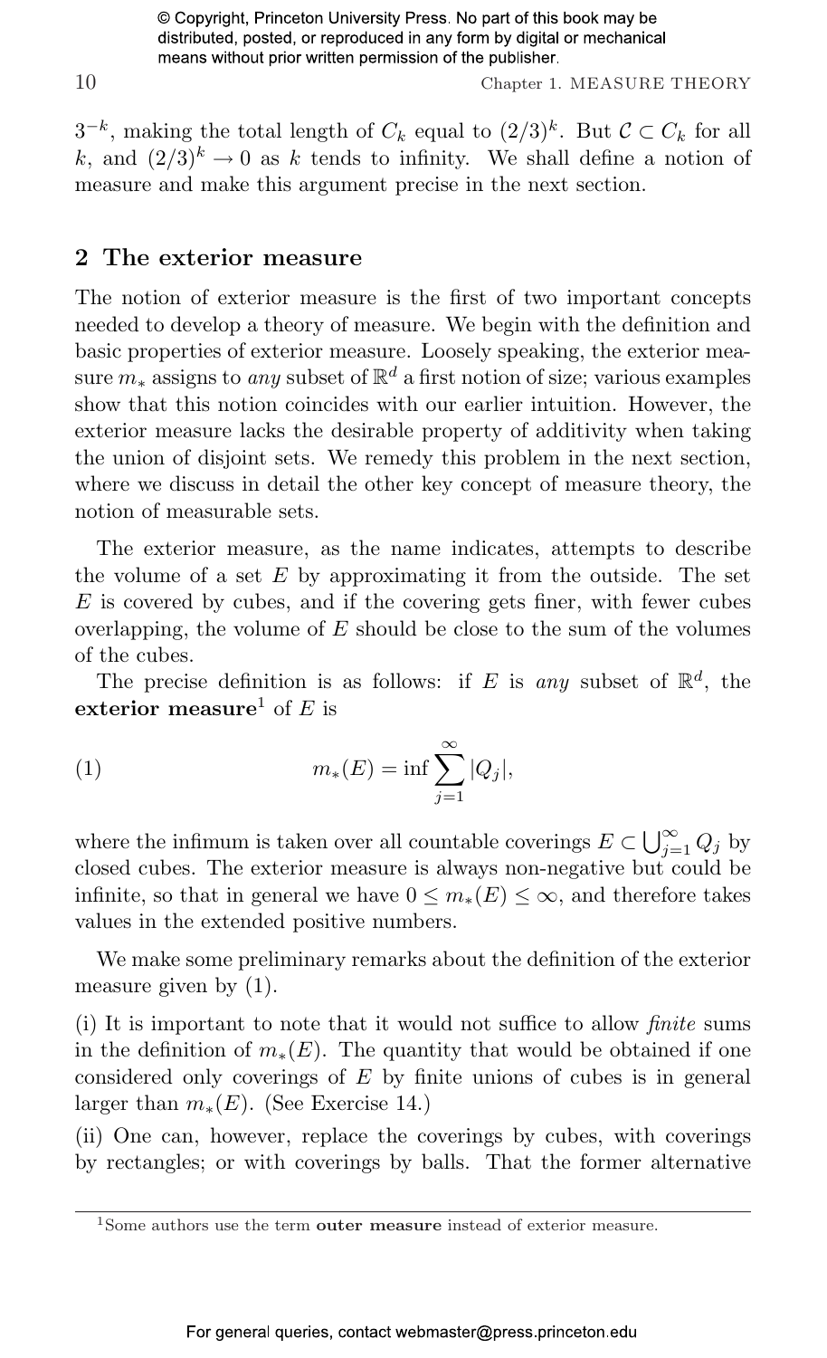$3^{-k}$, making the total length of $C_k$ equal to $(2/3)^k$. But $\mathcal{C} \subset C_k$ for all $k$, and $(2/3)^k \to 0$ as $k$ tends to infinity. We shall define a notion of measure and make this argument precise in the next section.

## 2 The exterior measure

The notion of exterior measure is the first of two important concepts needed to develop a theory of measure. We begin with the definition and basic properties of exterior measure. Loosely speaking, the exterior measure $m_*$ assigns to *any* subset of $\mathbb{R}^d$ a first notion of size; various examples show that this notion coincides with our earlier intuition. However, the exterior measure lacks the desirable property of additivity when taking the union of disjoint sets. We remedy this problem in the next section, where we discuss in detail the other key concept of measure theory, the notion of measurable sets.

The exterior measure, as the name indicates, attempts to describe the volume of a set $E$ by approximating it from the outside. The set $E$ is covered by cubes, and if the covering gets finer, with fewer cubes overlapping, the volume of $E$ should be close to the sum of the volumes of the cubes.

The precise definition is as follows: if $E$ is *any* subset of $\mathbb{R}^d$, the **exterior measure**[1] of $E$ is

$$m_*(E) = \inf \sum_{j=1}^{\infty} |Q_j|, \tag{1}$$

where the infimum is taken over all countable coverings $E \subset \bigcup_{j=1}^{\infty} Q_j$ by closed cubes. The exterior measure is always non-negative but could be infinite, so that in general we have $0 \leq m_*(E) \leq \infty$, and therefore takes values in the extended positive numbers.

We make some preliminary remarks about the definition of the exterior measure given by (1).

(i) It is important to note that it would not suffice to allow *finite* sums in the definition of $m_*(E)$. The quantity that would be obtained if one considered only coverings of $E$ by finite unions of cubes is in general larger than $m_*(E)$. (See Exercise 14.)

(ii) One can, however, replace the coverings by cubes, with coverings by rectangles; or with coverings by balls. That the former alternative

[1] Some authors use the term **outer measure** instead of exterior measure.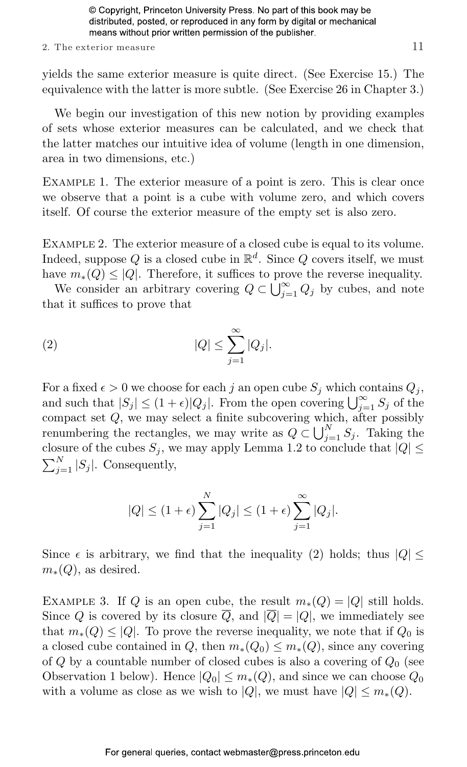yields the same exterior measure is quite direct. (See Exercise 15.) The equivalence with the latter is more subtle. (See Exercise 26 in Chapter 3.)

We begin our investigation of this new notion by providing examples of sets whose exterior measures can be calculated, and we check that the latter matches our intuitive idea of volume (length in one dimension, area in two dimensions, etc.)

EXAMPLE 1. The exterior measure of a point is zero. This is clear once we observe that a point is a cube with volume zero, and which covers itself. Of course the exterior measure of the empty set is also zero.

EXAMPLE 2. The exterior measure of a closed cube is equal to its volume. Indeed, suppose $Q$ is a closed cube in $\mathbb{R}^d$. Since $Q$ covers itself, we must have $m_*(Q) \leq |Q|$. Therefore, it suffices to prove the reverse inequality.

We consider an arbitrary covering $Q \subset \bigcup_{j=1}^{\infty} Q_j$ by cubes, and note that it suffices to prove that

$$|Q| \leq \sum_{j=1}^{\infty} |Q_j|. \tag{2}$$

For a fixed $\epsilon > 0$ we choose for each $j$ an open cube $S_j$ which contains $Q_j$, and such that $|S_j| \leq (1+\epsilon)|Q_j|$. From the open covering $\bigcup_{j=1}^{\infty} S_j$ of the compact set $Q$, we may select a finite subcovering which, after possibly renumbering the rectangles, we may write as $Q \subset \bigcup_{j=1}^{N} S_j$. Taking the closure of the cubes $S_j$, we may apply Lemma 1.2 to conclude that $|Q| \leq \sum_{j=1}^{N} |S_j|$. Consequently,

$$|Q| \leq (1+\epsilon) \sum_{j=1}^{N} |Q_j| \leq (1+\epsilon) \sum_{j=1}^{\infty} |Q_j|.$$

Since $\epsilon$ is arbitrary, we find that the inequality (2) holds; thus $|Q| \leq m_*(Q)$, as desired.

EXAMPLE 3. If $Q$ is an open cube, the result $m_*(Q) = |Q|$ still holds. Since $Q$ is covered by its closure $\overline{Q}$, and $|\overline{Q}| = |Q|$, we immediately see that $m_*(Q) \leq |Q|$. To prove the reverse inequality, we note that if $Q_0$ is a closed cube contained in $Q$, then $m_*(Q_0) \leq m_*(Q)$, since any covering of $Q$ by a countable number of closed cubes is also a covering of $Q_0$ (see Observation 1 below). Hence $|Q_0| \leq m_*(Q)$, and since we can choose $Q_0$ with a volume as close as we wish to $|Q|$, we must have $|Q| \leq m_*(Q)$.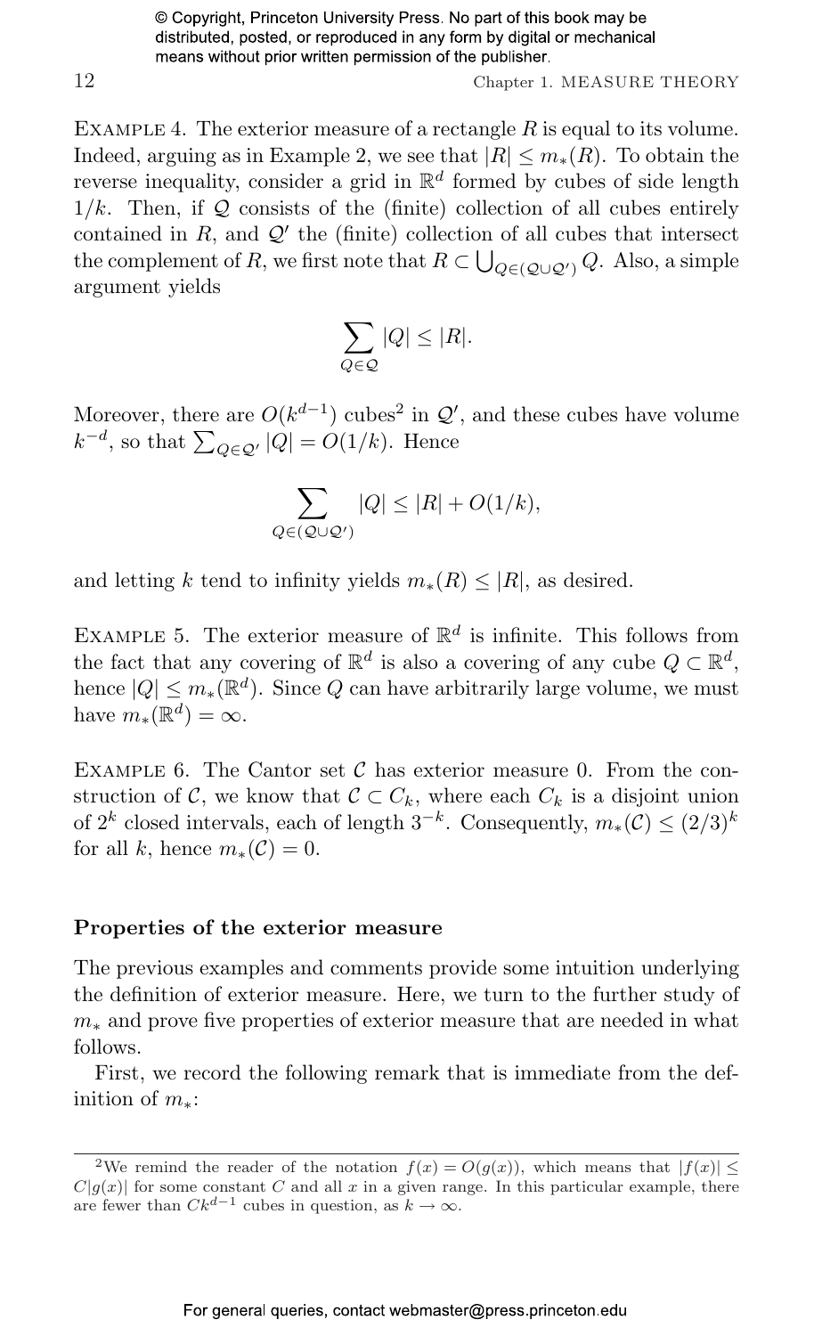EXAMPLE 4. The exterior measure of a rectangle $R$ is equal to its volume. Indeed, arguing as in Example 2, we see that $|R| \leq m_*(R)$. To obtain the reverse inequality, consider a grid in $\mathbb{R}^d$ formed by cubes of side length $1/k$. Then, if $\mathcal{Q}$ consists of the (finite) collection of all cubes entirely contained in $R$, and $\mathcal{Q}'$ the (finite) collection of all cubes that intersect the complement of $R$, we first note that $R \subset \bigcup_{Q \in (\mathcal{Q} \cup \mathcal{Q}')} Q$. Also, a simple argument yields

$$\sum_{Q \in \mathcal{Q}} |Q| \leq |R|.$$

Moreover, there are $O(k^{d-1})$ cubes[2] in $\mathcal{Q}'$, and these cubes have volume $k^{-d}$, so that $\sum_{Q \in \mathcal{Q}'} |Q| = O(1/k)$. Hence

$$\sum_{Q \in (\mathcal{Q} \cup \mathcal{Q}')} |Q| \leq |R| + O(1/k),$$

and letting $k$ tend to infinity yields $m_*(R) \leq |R|$, as desired.

EXAMPLE 5. The exterior measure of $\mathbb{R}^d$ is infinite. This follows from the fact that any covering of $\mathbb{R}^d$ is also a covering of any cube $Q \subset \mathbb{R}^d$, hence $|Q| \leq m_*(\mathbb{R}^d)$. Since $Q$ can have arbitrarily large volume, we must have $m_*(\mathbb{R}^d) = \infty$.

EXAMPLE 6. The Cantor set $\mathcal{C}$ has exterior measure 0. From the construction of $\mathcal{C}$, we know that $\mathcal{C} \subset C_k$, where each $C_k$ is a disjoint union of $2^k$ closed intervals, each of length $3^{-k}$. Consequently, $m_*(\mathcal{C}) \leq (2/3)^k$ for all $k$, hence $m_*(\mathcal{C}) = 0$.

### Properties of the exterior measure

The previous examples and comments provide some intuition underlying the definition of exterior measure. Here, we turn to the further study of $m_*$ and prove five properties of exterior measure that are needed in what follows.

First, we record the following remark that is immediate from the definition of $m_*$:

---

[2] We remind the reader of the notation $f(x) = O(g(x))$, which means that $|f(x)| \leq C|g(x)|$ for some constant $C$ and all $x$ in a given range. In this particular example, there are fewer than $Ck^{d-1}$ cubes in question, as $k \to \infty$.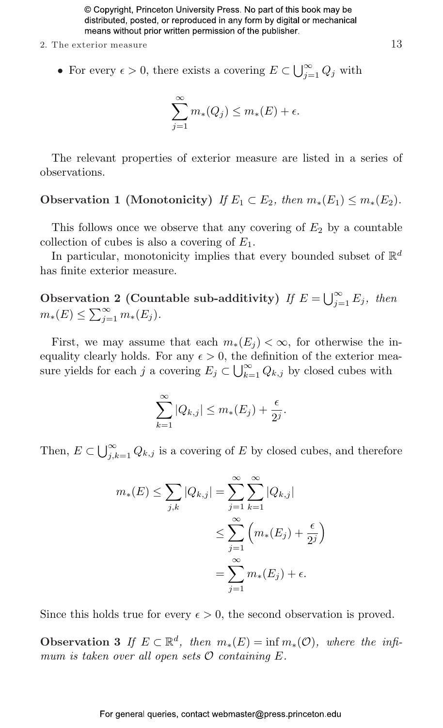- For every $\epsilon > 0$, there exists a covering $E \subset \bigcup_{j=1}^{\infty} Q_j$ with

$$\sum_{j=1}^{\infty} m_*(Q_j) \leq m_*(E) + \epsilon.$$

The relevant properties of exterior measure are listed in a series of observations.

**Observation 1 (Monotonicity)** *If $E_1 \subset E_2$, then $m_*(E_1) \leq m_*(E_2)$.*

This follows once we observe that any covering of $E_2$ by a countable collection of cubes is also a covering of $E_1$.

In particular, monotonicity implies that every bounded subset of $\mathbb{R}^d$ has finite exterior measure.

**Observation 2 (Countable sub-additivity)** *If $E = \bigcup_{j=1}^{\infty} E_j$, then $m_*(E) \leq \sum_{j=1}^{\infty} m_*(E_j)$.*

First, we may assume that each $m_*(E_j) < \infty$, for otherwise the inequality clearly holds. For any $\epsilon > 0$, the definition of the exterior measure yields for each $j$ a covering $E_j \subset \bigcup_{k=1}^{\infty} Q_{k,j}$ by closed cubes with

$$\sum_{k=1}^{\infty} |Q_{k,j}| \leq m_*(E_j) + \frac{\epsilon}{2^j}.$$

Then, $E \subset \bigcup_{j,k=1}^{\infty} Q_{k,j}$ is a covering of $E$ by closed cubes, and therefore

$$\begin{aligned}
m_*(E) \leq \sum_{j,k} |Q_{k,j}| &= \sum_{j=1}^{\infty} \sum_{k=1}^{\infty} |Q_{k,j}| \\
&\leq \sum_{j=1}^{\infty} \left( m_*(E_j) + \frac{\epsilon}{2^j} \right) \\
&= \sum_{j=1}^{\infty} m_*(E_j) + \epsilon.
\end{aligned}$$

Since this holds true for every $\epsilon > 0$, the second observation is proved.

**Observation 3** *If $E \subset \mathbb{R}^d$, then $m_*(E) = \inf m_*(\mathcal{O})$, where the infimum is taken over all open sets $\mathcal{O}$ containing $E$.*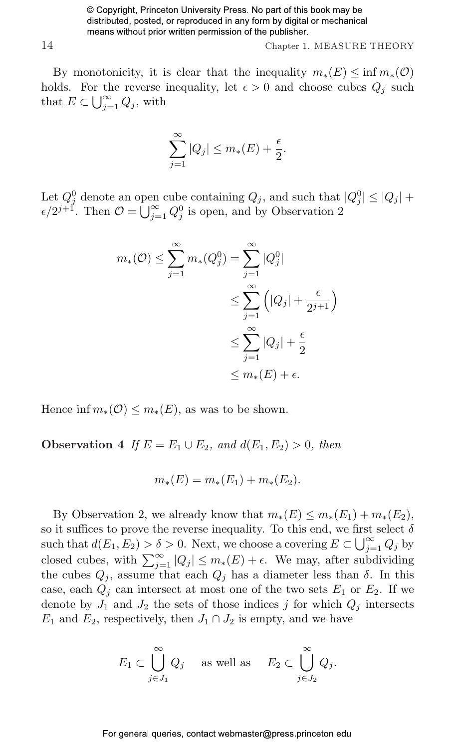By monotonicity, it is clear that the inequality $m_*(E) \leq \inf m_*(\mathcal{O})$ holds. For the reverse inequality, let $\epsilon > 0$ and choose cubes $Q_j$ such that $E \subset \bigcup_{j=1}^{\infty} Q_j$, with

$$\sum_{j=1}^{\infty} |Q_j| \leq m_*(E) + \frac{\epsilon}{2}.$$

Let $Q_j^0$ denote an open cube containing $Q_j$, and such that $|Q_j^0| \leq |Q_j| + \epsilon/2^{j+1}$. Then $\mathcal{O} = \bigcup_{j=1}^{\infty} Q_j^0$ is open, and by Observation 2

$$\begin{aligned}
m_*(\mathcal{O}) \leq \sum_{j=1}^{\infty} m_*(Q_j^0) &= \sum_{j=1}^{\infty} |Q_j^0| \\
&\leq \sum_{j=1}^{\infty} \left( |Q_j| + \frac{\epsilon}{2^{j+1}} \right) \\
&\leq \sum_{j=1}^{\infty} |Q_j| + \frac{\epsilon}{2} \\
&\leq m_*(E) + \epsilon.
\end{aligned}$$

Hence $\inf m_*(\mathcal{O}) \leq m_*(E)$, as was to be shown.

**Observation 4** *If $E = E_1 \cup E_2$, and $d(E_1, E_2) > 0$, then*

$$m_*(E) = m_*(E_1) + m_*(E_2).$$

By Observation 2, we already know that $m_*(E) \leq m_*(E_1) + m_*(E_2)$, so it suffices to prove the reverse inequality. To this end, we first select $\delta$ such that $d(E_1, E_2) > \delta > 0$. Next, we choose a covering $E \subset \bigcup_{j=1}^{\infty} Q_j$ by closed cubes, with $\sum_{j=1}^{\infty} |Q_j| \leq m_*(E) + \epsilon$. We may, after subdividing the cubes $Q_j$, assume that each $Q_j$ has a diameter less than $\delta$. In this case, each $Q_j$ can intersect at most one of the two sets $E_1$ or $E_2$. If we denote by $J_1$ and $J_2$ the sets of those indices $j$ for which $Q_j$ intersects $E_1$ and $E_2$, respectively, then $J_1 \cap J_2$ is empty, and we have

$$E_1 \subset \bigcup_{j \in J_1}^{\infty} Q_j \quad \text{as well as} \quad E_2 \subset \bigcup_{j \in J_2}^{\infty} Q_j.$$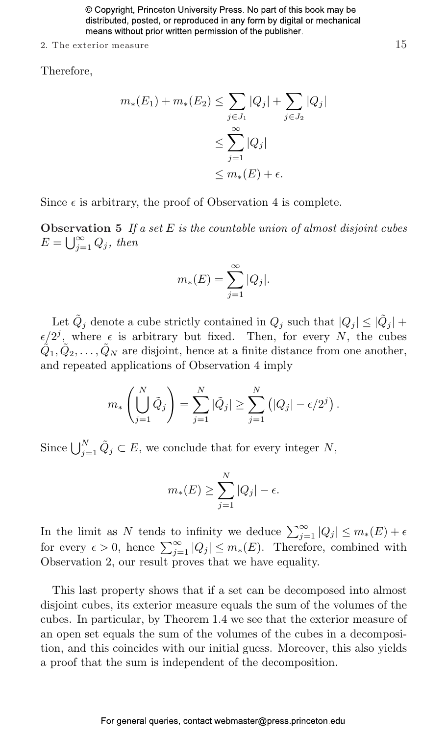Therefore,

$$
\begin{aligned}
m_*(E_1) + m_*(E_2) &\leq \sum_{j \in J_1} |Q_j| + \sum_{j \in J_2} |Q_j| \\
&\leq \sum_{j=1}^{\infty} |Q_j| \\
&\leq m_*(E) + \epsilon.
\end{aligned}
$$

Since $\epsilon$ is arbitrary, the proof of Observation 4 is complete.

**Observation 5** *If a set $E$ is the countable union of almost disjoint cubes $E = \bigcup_{j=1}^{\infty} Q_j$, then*

$$
m_*(E) = \sum_{j=1}^{\infty} |Q_j|.
$$

Let $\tilde{Q}_j$ denote a cube strictly contained in $Q_j$ such that $|Q_j| \leq |\tilde{Q}_j| + \epsilon/2^j$, where $\epsilon$ is arbitrary but fixed. Then, for every $N$, the cubes $\tilde{Q}_1, \tilde{Q}_2, \ldots, \tilde{Q}_N$ are disjoint, hence at a finite distance from one another, and repeated applications of Observation 4 imply

$$
m_*\left( \bigcup_{j=1}^{N} \tilde{Q}_j \right) = \sum_{j=1}^{N} |\tilde{Q}_j| \geq \sum_{j=1}^{N} \left( |Q_j| - \epsilon/2^j \right).
$$

Since $\bigcup_{j=1}^{N} \tilde{Q}_j \subset E$, we conclude that for every integer $N$,

$$
m_*(E) \geq \sum_{j=1}^{N} |Q_j| - \epsilon.
$$

In the limit as $N$ tends to infinity we deduce $\sum_{j=1}^{\infty} |Q_j| \leq m_*(E) + \epsilon$ for every $\epsilon > 0$, hence $\sum_{j=1}^{\infty} |Q_j| \leq m_*(E)$. Therefore, combined with Observation 2, our result proves that we have equality.

This last property shows that if a set can be decomposed into almost disjoint cubes, its exterior measure equals the sum of the volumes of the cubes. In particular, by Theorem 1.4 we see that the exterior measure of an open set equals the sum of the volumes of the cubes in a decomposition, and this coincides with our initial guess. Moreover, this also yields a proof that the sum is independent of the decomposition.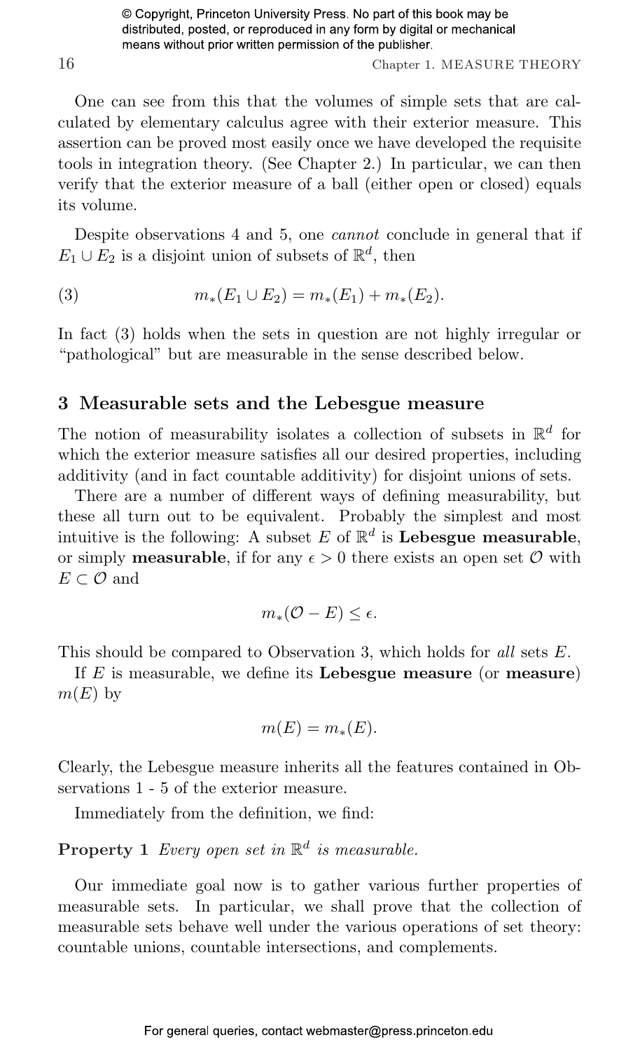One can see from this that the volumes of simple sets that are calculated by elementary calculus agree with their exterior measure. This assertion can be proved most easily once we have developed the requisite tools in integration theory. (See Chapter 2.) In particular, we can then verify that the exterior measure of a ball (either open or closed) equals its volume.

Despite observations 4 and 5, one *cannot* conclude in general that if $E_1 \cup E_2$ is a disjoint union of subsets of $\mathbb{R}^d$, then

$$m_*(E_1 \cup E_2) = m_*(E_1) + m_*(E_2). \tag{3}$$

In fact (3) holds when the sets in question are not highly irregular or "pathological" but are measurable in the sense described below.

## 3 Measurable sets and the Lebesgue measure

The notion of measurability isolates a collection of subsets in $\mathbb{R}^d$ for which the exterior measure satisfies all our desired properties, including additivity (and in fact countable additivity) for disjoint unions of sets.

There are a number of different ways of defining measurability, but these all turn out to be equivalent. Probably the simplest and most intuitive is the following: A subset $E$ of $\mathbb{R}^d$ is **Lebesgue measurable**, or simply **measurable**, if for any $\epsilon > 0$ there exists an open set $\mathcal{O}$ with $E \subset \mathcal{O}$ and

$$m_*(\mathcal{O} - E) \leq \epsilon.$$

This should be compared to Observation 3, which holds for *all* sets $E$.

If $E$ is measurable, we define its **Lebesgue measure** (or **measure**) $m(E)$ by

$$m(E) = m_*(E).$$

Clearly, the Lebesgue measure inherits all the features contained in Observations 1 - 5 of the exterior measure.

Immediately from the definition, we find:

**Property 1** *Every open set in $\mathbb{R}^d$ is measurable.*

Our immediate goal now is to gather various further properties of measurable sets. In particular, we shall prove that the collection of measurable sets behave well under the various operations of set theory: countable unions, countable intersections, and complements.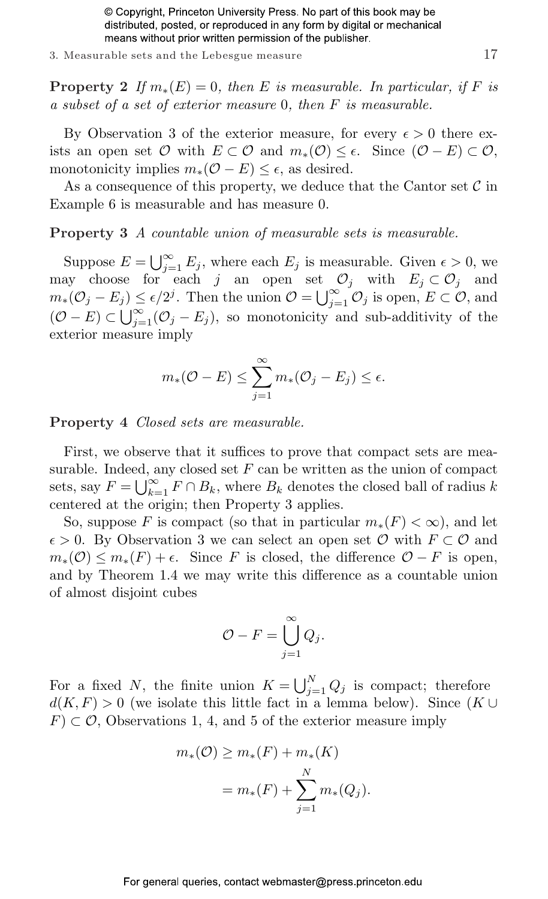**Property 2** *If $m_*(E) = 0$, then $E$ is measurable. In particular, if $F$ is a subset of a set of exterior measure 0, then $F$ is measurable.*

By Observation 3 of the exterior measure, for every $\epsilon > 0$ there exists an open set $\mathcal{O}$ with $E \subset \mathcal{O}$ and $m_*(\mathcal{O}) \leq \epsilon$. Since $(\mathcal{O} - E) \subset \mathcal{O}$, monotonicity implies $m_*(\mathcal{O} - E) \leq \epsilon$, as desired.

As a consequence of this property, we deduce that the Cantor set $\mathcal{C}$ in Example 6 is measurable and has measure 0.

**Property 3** *A countable union of measurable sets is measurable.*

Suppose $E = \bigcup_{j=1}^{\infty} E_j$, where each $E_j$ is measurable. Given $\epsilon > 0$, we may choose for each $j$ an open set $\mathcal{O}_j$ with $E_j \subset \mathcal{O}_j$ and $m_*(\mathcal{O}_j - E_j) \leq \epsilon/2^j$. Then the union $\mathcal{O} = \bigcup_{j=1}^{\infty} \mathcal{O}_j$ is open, $E \subset \mathcal{O}$, and $(\mathcal{O} - E) \subset \bigcup_{j=1}^{\infty}(\mathcal{O}_j - E_j)$, so monotonicity and sub-additivity of the exterior measure imply

$$m_*(\mathcal{O} - E) \leq \sum_{j=1}^{\infty} m_*(\mathcal{O}_j - E_j) \leq \epsilon.$$

**Property 4** *Closed sets are measurable.*

First, we observe that it suffices to prove that compact sets are measurable. Indeed, any closed set $F$ can be written as the union of compact sets, say $F = \bigcup_{k=1}^{\infty} F \cap B_k$, where $B_k$ denotes the closed ball of radius $k$ centered at the origin; then Property 3 applies.

So, suppose $F$ is compact (so that in particular $m_*(F) < \infty$), and let $\epsilon > 0$. By Observation 3 we can select an open set $\mathcal{O}$ with $F \subset \mathcal{O}$ and $m_*(\mathcal{O}) \leq m_*(F) + \epsilon$. Since $F$ is closed, the difference $\mathcal{O} - F$ is open, and by Theorem 1.4 we may write this difference as a countable union of almost disjoint cubes

$$\mathcal{O} - F = \bigcup_{j=1}^{\infty} Q_j.$$

For a fixed $N$, the finite union $K = \bigcup_{j=1}^{N} Q_j$ is compact; therefore $d(K, F) > 0$ (we isolate this little fact in a lemma below). Since $(K \cup F) \subset \mathcal{O}$, Observations 1, 4, and 5 of the exterior measure imply

$$\begin{aligned} m_*(\mathcal{O}) &\geq m_*(F) + m_*(K) \\ &= m_*(F) + \sum_{j=1}^{N} m_*(Q_j). \end{aligned}$$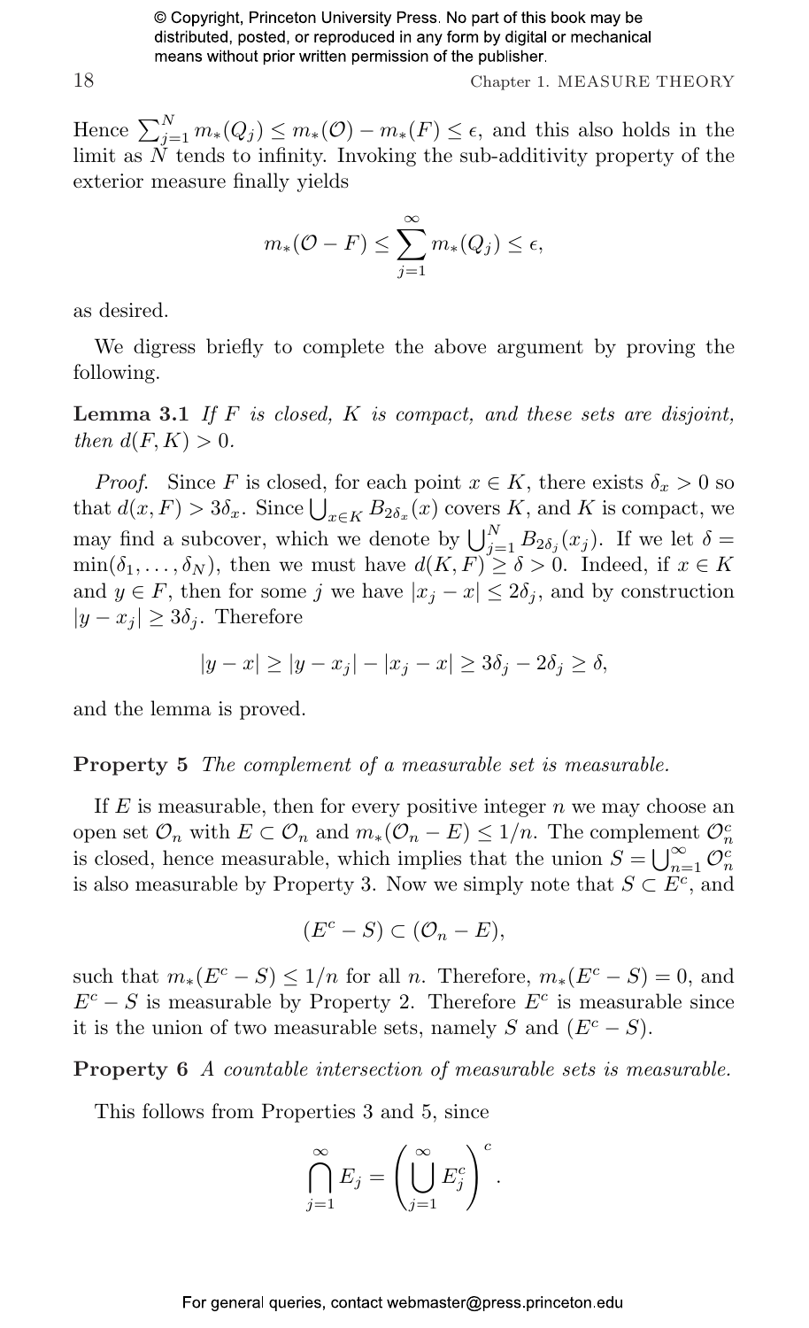Hence $\sum_{j=1}^{N} m_*(Q_j) \leq m_*(\mathcal{O}) - m_*(F) \leq \epsilon$, and this also holds in the limit as $N$ tends to infinity. Invoking the sub-additivity property of the exterior measure finally yields

$$m_*(\mathcal{O} - F) \leq \sum_{j=1}^{\infty} m_*(Q_j) \leq \epsilon,$$

as desired.

We digress briefly to complete the above argument by proving the following.

**Lemma 3.1** *If $F$ is closed, $K$ is compact, and these sets are disjoint, then $d(F, K) > 0$.*

*Proof.* Since $F$ is closed, for each point $x \in K$, there exists $\delta_x > 0$ so that $d(x, F) > 3\delta_x$. Since $\bigcup_{x \in K} B_{2\delta_x}(x)$ covers $K$, and $K$ is compact, we may find a subcover, which we denote by $\bigcup_{j=1}^{N} B_{2\delta_j}(x_j)$. If we let $\delta = \min(\delta_1, \ldots, \delta_N)$, then we must have $d(K, F) \geq \delta > 0$. Indeed, if $x \in K$ and $y \in F$, then for some $j$ we have $|x_j - x| \leq 2\delta_j$, and by construction $|y - x_j| \geq 3\delta_j$. Therefore

$$|y - x| \geq |y - x_j| - |x_j - x| \geq 3\delta_j - 2\delta_j \geq \delta,$$

and the lemma is proved.

**Property 5** *The complement of a measurable set is measurable.*

If $E$ is measurable, then for every positive integer $n$ we may choose an open set $\mathcal{O}_n$ with $E \subset \mathcal{O}_n$ and $m_*(\mathcal{O}_n - E) \leq 1/n$. The complement $\mathcal{O}_n^c$ is closed, hence measurable, which implies that the union $S = \bigcup_{n=1}^{\infty} \mathcal{O}_n^c$ is also measurable by Property 3. Now we simply note that $S \subset E^c$, and

$$(E^c - S) \subset (\mathcal{O}_n - E),$$

such that $m_*(E^c - S) \leq 1/n$ for all $n$. Therefore, $m_*(E^c - S) = 0$, and $E^c - S$ is measurable by Property 2. Therefore $E^c$ is measurable since it is the union of two measurable sets, namely $S$ and $(E^c - S)$.

**Property 6** *A countable intersection of measurable sets is measurable.*

This follows from Properties 3 and 5, since

$$\bigcap_{j=1}^{\infty} E_j = \left( \bigcup_{j=1}^{\infty} E_j^c \right)^c.$$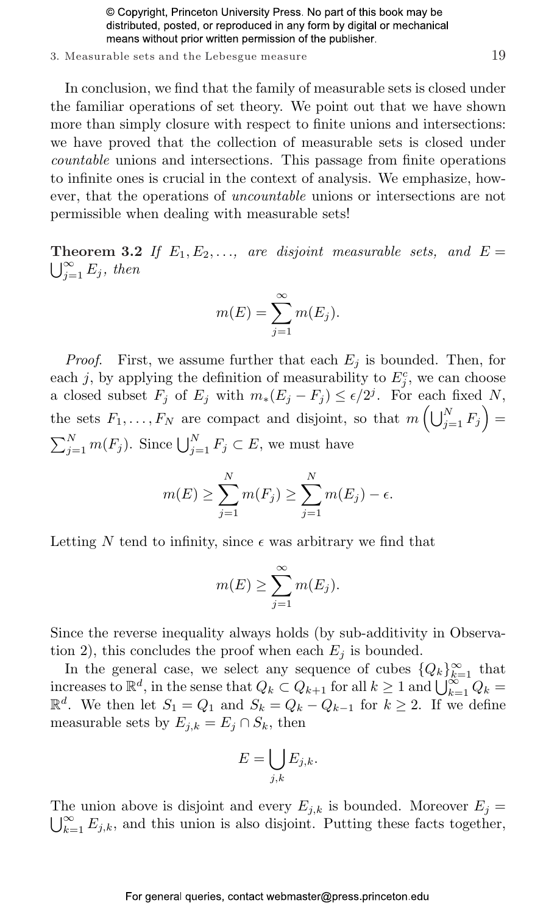In conclusion, we find that the family of measurable sets is closed under the familiar operations of set theory. We point out that we have shown more than simply closure with respect to finite unions and intersections: we have proved that the collection of measurable sets is closed under *countable* unions and intersections. This passage from finite operations to infinite ones is crucial in the context of analysis. We emphasize, however, that the operations of *uncountable* unions or intersections are not permissible when dealing with measurable sets!

**Theorem 3.2** *If $E_1, E_2, \ldots,$ are disjoint measurable sets, and $E = \bigcup_{j=1}^{\infty} E_j$, then*

$$m(E) = \sum_{j=1}^{\infty} m(E_j).$$

*Proof.* First, we assume further that each $E_j$ is bounded. Then, for each $j$, by applying the definition of measurability to $E_j^c$, we can choose a closed subset $F_j$ of $E_j$ with $m_*(E_j - F_j) \leq \epsilon/2^j$. For each fixed $N$, the sets $F_1, \ldots, F_N$ are compact and disjoint, so that $m\left(\bigcup_{j=1}^{N} F_j\right) = \sum_{j=1}^{N} m(F_j)$. Since $\bigcup_{j=1}^{N} F_j \subset E$, we must have

$$m(E) \geq \sum_{j=1}^{N} m(F_j) \geq \sum_{j=1}^{N} m(E_j) - \epsilon.$$

Letting $N$ tend to infinity, since $\epsilon$ was arbitrary we find that

$$m(E) \geq \sum_{j=1}^{\infty} m(E_j).$$

Since the reverse inequality always holds (by sub-additivity in Observation 2), this concludes the proof when each $E_j$ is bounded.

In the general case, we select any sequence of cubes $\{Q_k\}_{k=1}^{\infty}$ that increases to $\mathbb{R}^d$, in the sense that $Q_k \subset Q_{k+1}$ for all $k \geq 1$ and $\bigcup_{k=1}^{\infty} Q_k = \mathbb{R}^d$. We then let $S_1 = Q_1$ and $S_k = Q_k - Q_{k-1}$ for $k \geq 2$. If we define measurable sets by $E_{j,k} = E_j \cap S_k$, then

$$E = \bigcup_{j,k} E_{j,k}.$$

The union above is disjoint and every $E_{j,k}$ is bounded. Moreover $E_j = \bigcup_{k=1}^{\infty} E_{j,k}$, and this union is also disjoint. Putting these facts together,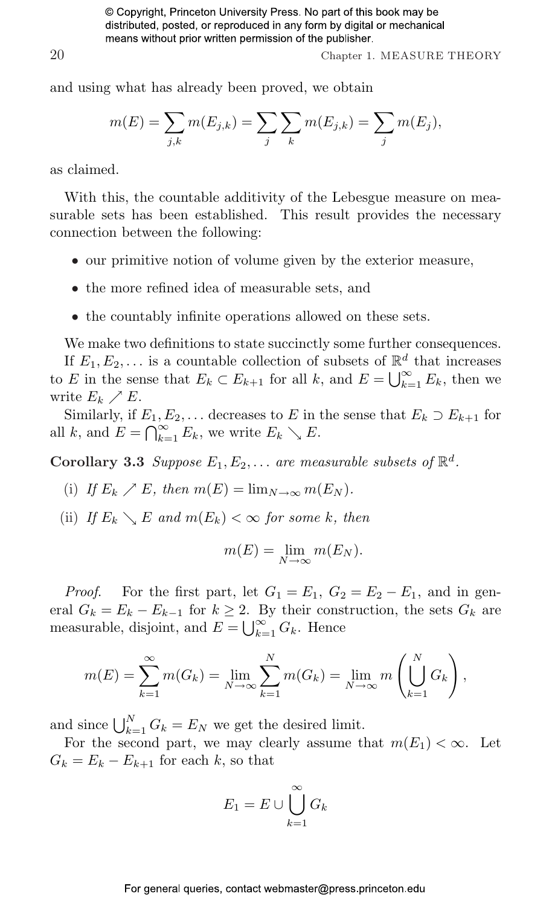and using what has already been proved, we obtain

$$m(E) = \sum_{j,k} m(E_{j,k}) = \sum_j \sum_k m(E_{j,k}) = \sum_j m(E_j),$$

as claimed.

With this, the countable additivity of the Lebesgue measure on measurable sets has been established. This result provides the necessary connection between the following:

- our primitive notion of volume given by the exterior measure,
- the more refined idea of measurable sets, and
- the countably infinite operations allowed on these sets.

We make two definitions to state succinctly some further consequences.

If $E_1, E_2, \ldots$ is a countable collection of subsets of $\mathbb{R}^d$ that increases to $E$ in the sense that $E_k \subset E_{k+1}$ for all $k$, and $E = \bigcup_{k=1}^{\infty} E_k$, then we write $E_k \nearrow E$.

Similarly, if $E_1, E_2, \ldots$ decreases to $E$ in the sense that $E_k \supset E_{k+1}$ for all $k$, and $E = \bigcap_{k=1}^{\infty} E_k$, we write $E_k \searrow E$.

**Corollary 3.3** *Suppose $E_1, E_2, \ldots$ are measurable subsets of $\mathbb{R}^d$.*

(i) *If $E_k \nearrow E$, then $m(E) = \lim_{N\to\infty} m(E_N)$.*

(ii) *If $E_k \searrow E$ and $m(E_k) < \infty$ for some $k$, then*

$$m(E) = \lim_{N\to\infty} m(E_N).$$

*Proof.* For the first part, let $G_1 = E_1$, $G_2 = E_2 - E_1$, and in general $G_k = E_k - E_{k-1}$ for $k \geq 2$. By their construction, the sets $G_k$ are measurable, disjoint, and $E = \bigcup_{k=1}^{\infty} G_k$. Hence

$$m(E) = \sum_{k=1}^{\infty} m(G_k) = \lim_{N\to\infty} \sum_{k=1}^{N} m(G_k) = \lim_{N\to\infty} m\left(\bigcup_{k=1}^{N} G_k\right),$$

and since $\bigcup_{k=1}^{N} G_k = E_N$ we get the desired limit.

For the second part, we may clearly assume that $m(E_1) < \infty$. Let $G_k = E_k - E_{k+1}$ for each $k$, so that

$$E_1 = E \cup \bigcup_{k=1}^{\infty} G_k$$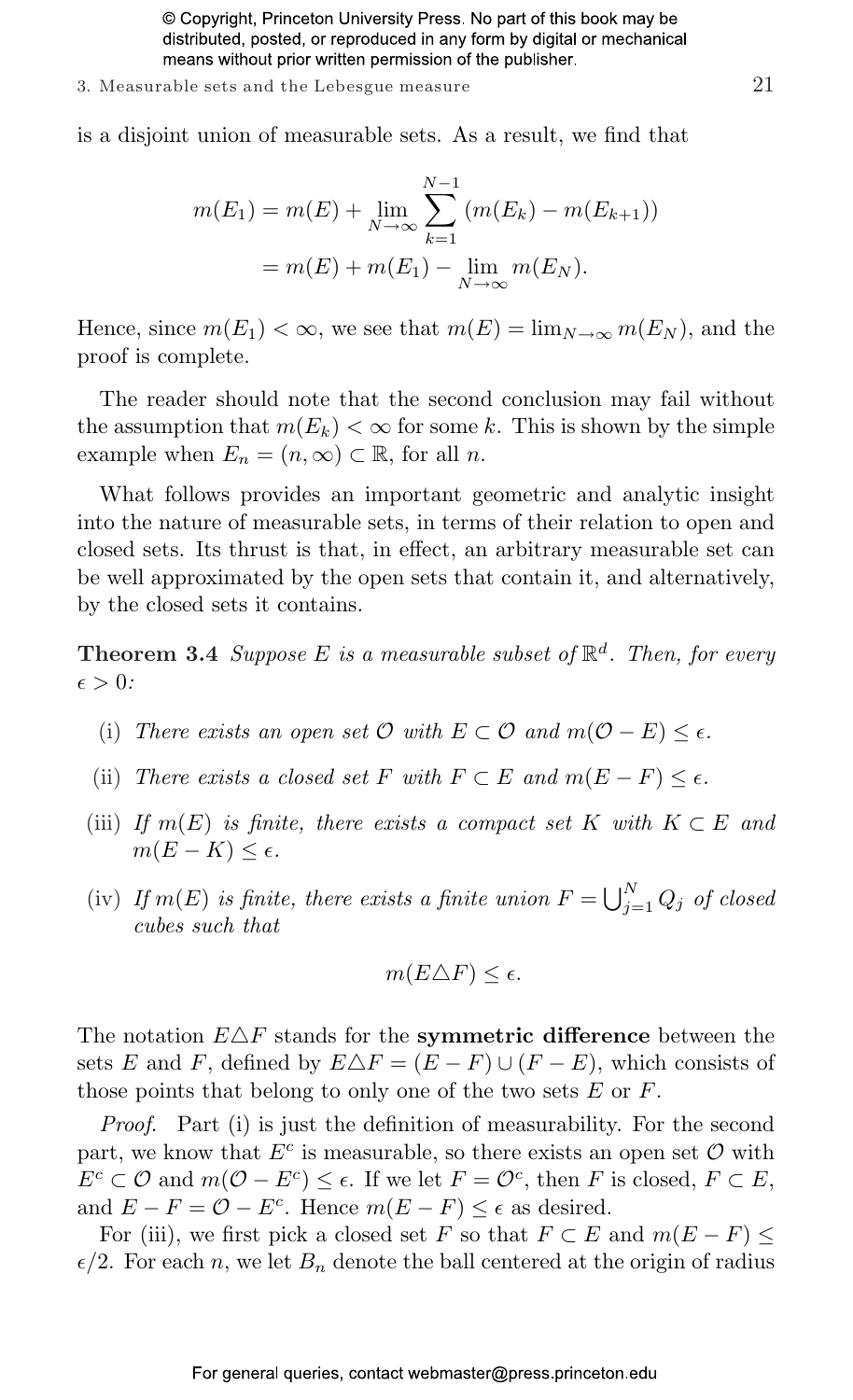is a disjoint union of measurable sets. As a result, we find that

$$
\begin{aligned}
m(E_1) &= m(E) + \lim_{N\to\infty} \sum_{k=1}^{N-1} (m(E_k) - m(E_{k+1})) \\
&= m(E) + m(E_1) - \lim_{N\to\infty} m(E_N).
\end{aligned}
$$

Hence, since $m(E_1) < \infty$, we see that $m(E) = \lim_{N\to\infty} m(E_N)$, and the proof is complete.

The reader should note that the second conclusion may fail without the assumption that $m(E_k) < \infty$ for some $k$. This is shown by the simple example when $E_n = (n, \infty) \subset \mathbb{R}$, for all $n$.

What follows provides an important geometric and analytic insight into the nature of measurable sets, in terms of their relation to open and closed sets. Its thrust is that, in effect, an arbitrary measurable set can be well approximated by the open sets that contain it, and alternatively, by the closed sets it contains.

**Theorem 3.4** *Suppose $E$ is a measurable subset of $\mathbb{R}^d$. Then, for every $\epsilon > 0$:*

(i) *There exists an open set $\mathcal{O}$ with $E \subset \mathcal{O}$ and $m(\mathcal{O} - E) \leq \epsilon$.*

(ii) *There exists a closed set $F$ with $F \subset E$ and $m(E - F) \leq \epsilon$.*

(iii) *If $m(E)$ is finite, there exists a compact set $K$ with $K \subset E$ and $m(E - K) \leq \epsilon$.*

(iv) *If $m(E)$ is finite, there exists a finite union $F = \bigcup_{j=1}^{N} Q_j$ of closed cubes such that*

$$
m(E \triangle F) \leq \epsilon.
$$

The notation $E \triangle F$ stands for the **symmetric difference** between the sets $E$ and $F$, defined by $E \triangle F = (E - F) \cup (F - E)$, which consists of those points that belong to only one of the two sets $E$ or $F$.

*Proof.* Part (i) is just the definition of measurability. For the second part, we know that $E^c$ is measurable, so there exists an open set $\mathcal{O}$ with $E^c \subset \mathcal{O}$ and $m(\mathcal{O} - E^c) \leq \epsilon$. If we let $F = \mathcal{O}^c$, then $F$ is closed, $F \subset E$, and $E - F = \mathcal{O} - E^c$. Hence $m(E - F) \leq \epsilon$ as desired.

For (iii), we first pick a closed set $F$ so that $F \subset E$ and $m(E - F) \leq \epsilon/2$. For each $n$, we let $B_n$ denote the ball centered at the origin of radius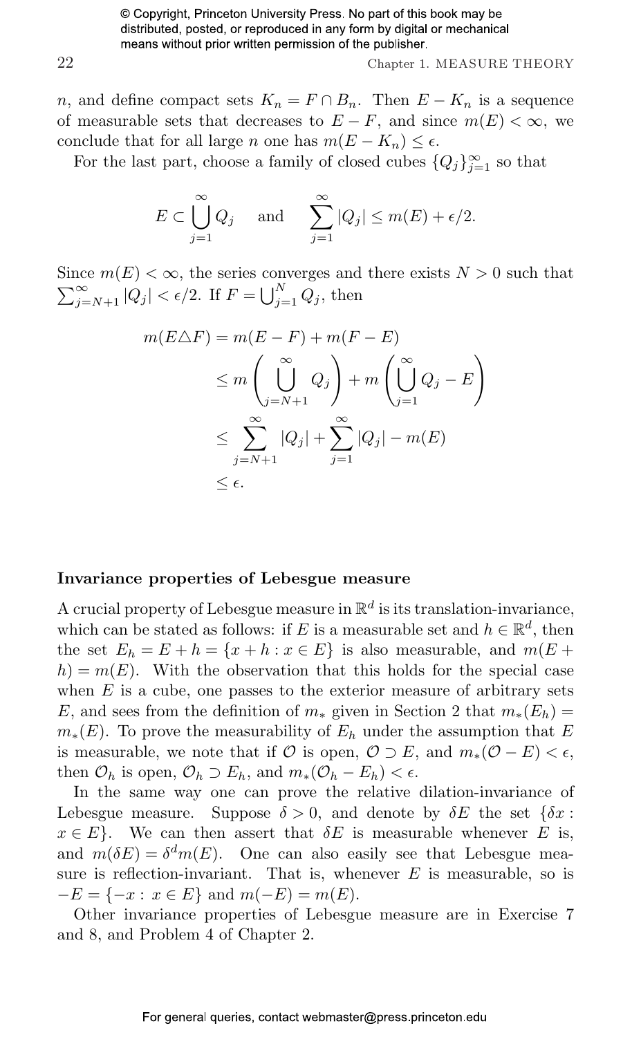$n$, and define compact sets $K_n = F \cap B_n$. Then $E - K_n$ is a sequence of measurable sets that decreases to $E - F$, and since $m(E) < \infty$, we conclude that for all large $n$ one has $m(E - K_n) \leq \epsilon$.

For the last part, choose a family of closed cubes $\{Q_j\}_{j=1}^{\infty}$ so that

$$E \subset \bigcup_{j=1}^{\infty} Q_j \quad \text{and} \quad \sum_{j=1}^{\infty} |Q_j| \leq m(E) + \epsilon/2.$$

Since $m(E) < \infty$, the series converges and there exists $N > 0$ such that $\sum_{j=N+1}^{\infty} |Q_j| < \epsilon/2$. If $F = \bigcup_{j=1}^{N} Q_j$, then

$$\begin{aligned}
m(E \triangle F) &= m(E - F) + m(F - E) \\
&\leq m\left(\bigcup_{j=N+1}^{\infty} Q_j\right) + m\left(\bigcup_{j=1}^{\infty} Q_j - E\right) \\
&\leq \sum_{j=N+1}^{\infty} |Q_j| + \sum_{j=1}^{\infty} |Q_j| - m(E) \\
&\leq \epsilon.
\end{aligned}$$

### Invariance properties of Lebesgue measure

A crucial property of Lebesgue measure in $\mathbb{R}^d$ is its translation-invariance, which can be stated as follows: if $E$ is a measurable set and $h \in \mathbb{R}^d$, then the set $E_h = E + h = \{x + h : x \in E\}$ is also measurable, and $m(E + h) = m(E)$. With the observation that this holds for the special case when $E$ is a cube, one passes to the exterior measure of arbitrary sets $E$, and sees from the definition of $m_*$ given in Section 2 that $m_*(E_h) = m_*(E)$. To prove the measurability of $E_h$ under the assumption that $E$ is measurable, we note that if $\mathcal{O}$ is open, $\mathcal{O} \supset E$, and $m_*(\mathcal{O} - E) < \epsilon$, then $\mathcal{O}_h$ is open, $\mathcal{O}_h \supset E_h$, and $m_*(\mathcal{O}_h - E_h) < \epsilon$.

In the same way one can prove the relative dilation-invariance of Lebesgue measure. Suppose $\delta > 0$, and denote by $\delta E$ the set $\{\delta x : x \in E\}$. We can then assert that $\delta E$ is measurable whenever $E$ is, and $m(\delta E) = \delta^d m(E)$. One can also easily see that Lebesgue measure is reflection-invariant. That is, whenever $E$ is measurable, so is $-E = \{-x : x \in E\}$ and $m(-E) = m(E)$.

Other invariance properties of Lebesgue measure are in Exercise 7 and 8, and Problem 4 of Chapter 2.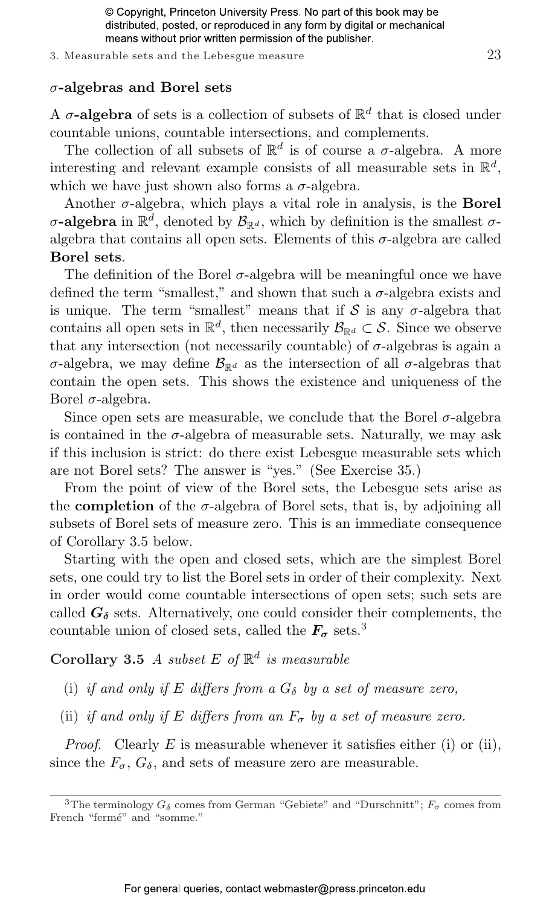### $\sigma$-algebras and Borel sets

A **$\sigma$-algebra** of sets is a collection of subsets of $\mathbb{R}^d$ that is closed under countable unions, countable intersections, and complements.

The collection of all subsets of $\mathbb{R}^d$ is of course a $\sigma$-algebra. A more interesting and relevant example consists of all measurable sets in $\mathbb{R}^d$, which we have just shown also forms a $\sigma$-algebra.

Another $\sigma$-algebra, which plays a vital role in analysis, is the **Borel $\sigma$-algebra** in $\mathbb{R}^d$, denoted by $\mathcal{B}_{\mathbb{R}^d}$, which by definition is the smallest $\sigma$-algebra that contains all open sets. Elements of this $\sigma$-algebra are called **Borel sets**.

The definition of the Borel $\sigma$-algebra will be meaningful once we have defined the term "smallest," and shown that such a $\sigma$-algebra exists and is unique. The term "smallest" means that if $\mathcal{S}$ is any $\sigma$-algebra that contains all open sets in $\mathbb{R}^d$, then necessarily $\mathcal{B}_{\mathbb{R}^d} \subset \mathcal{S}$. Since we observe that any intersection (not necessarily countable) of $\sigma$-algebras is again a $\sigma$-algebra, we may define $\mathcal{B}_{\mathbb{R}^d}$ as the intersection of all $\sigma$-algebras that contain the open sets. This shows the existence and uniqueness of the Borel $\sigma$-algebra.

Since open sets are measurable, we conclude that the Borel $\sigma$-algebra is contained in the $\sigma$-algebra of measurable sets. Naturally, we may ask if this inclusion is strict: do there exist Lebesgue measurable sets which are not Borel sets? The answer is "yes." (See Exercise 35.)

From the point of view of the Borel sets, the Lebesgue sets arise as the **completion** of the $\sigma$-algebra of Borel sets, that is, by adjoining all subsets of Borel sets of measure zero. This is an immediate consequence of Corollary 3.5 below.

Starting with the open and closed sets, which are the simplest Borel sets, one could try to list the Borel sets in order of their complexity. Next in order would come countable intersections of open sets; such sets are called **$G_\delta$** sets. Alternatively, one could consider their complements, the countable union of closed sets, called the **$F_\sigma$** sets.[3]

**Corollary 3.5** *A subset $E$ of $\mathbb{R}^d$ is measurable*

(i) *if and only if $E$ differs from a $G_\delta$ by a set of measure zero,*

(ii) *if and only if $E$ differs from an $F_\sigma$ by a set of measure zero.*

*Proof.* Clearly $E$ is measurable whenever it satisfies either (i) or (ii), since the $F_\sigma$, $G_\delta$, and sets of measure zero are measurable.

---

[3] The terminology $G_\delta$ comes from German "Gebiete" and "Durschnitt"; $F_\sigma$ comes from French "fermé" and "somme."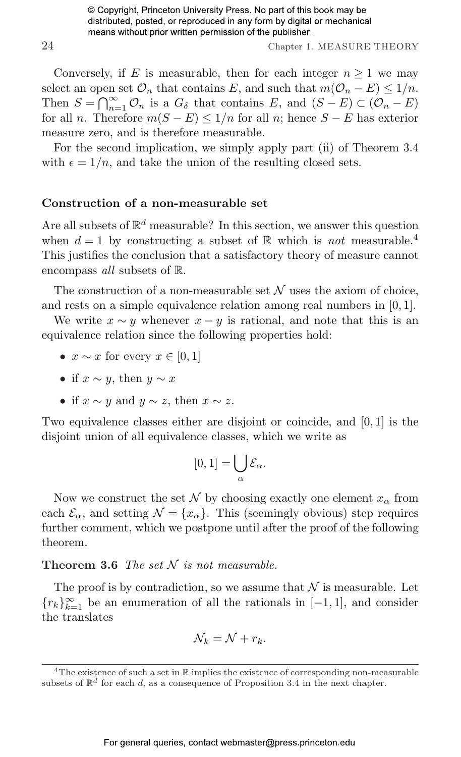Conversely, if $E$ is measurable, then for each integer $n \geq 1$ we may select an open set $\mathcal{O}_n$ that contains $E$, and such that $m(\mathcal{O}_n - E) \leq 1/n$. Then $S = \bigcap_{n=1}^{\infty} \mathcal{O}_n$ is a $G_\delta$ that contains $E$, and $(S - E) \subset (\mathcal{O}_n - E)$ for all $n$. Therefore $m(S - E) \leq 1/n$ for all $n$; hence $S - E$ has exterior measure zero, and is therefore measurable.

For the second implication, we simply apply part (ii) of Theorem 3.4 with $\epsilon = 1/n$, and take the union of the resulting closed sets.

## Construction of a non-measurable set

Are all subsets of $\mathbb{R}^d$ measurable? In this section, we answer this question when $d = 1$ by constructing a subset of $\mathbb{R}$ which is *not* measurable.[4] This justifies the conclusion that a satisfactory theory of measure cannot encompass *all* subsets of $\mathbb{R}$.

The construction of a non-measurable set $\mathcal{N}$ uses the axiom of choice, and rests on a simple equivalence relation among real numbers in $[0, 1]$.

We write $x \sim y$ whenever $x - y$ is rational, and note that this is an equivalence relation since the following properties hold:

- $x \sim x$ for every $x \in [0, 1]$
- if $x \sim y$, then $y \sim x$
- if $x \sim y$ and $y \sim z$, then $x \sim z$.

Two equivalence classes either are disjoint or coincide, and $[0, 1]$ is the disjoint union of all equivalence classes, which we write as

$$[0, 1] = \bigcup_{\alpha} \mathcal{E}_\alpha.$$

Now we construct the set $\mathcal{N}$ by choosing exactly one element $x_\alpha$ from each $\mathcal{E}_\alpha$, and setting $\mathcal{N} = \{x_\alpha\}$. This (seemingly obvious) step requires further comment, which we postpone until after the proof of the following theorem.

**Theorem 3.6** *The set $\mathcal{N}$ is not measurable.*

The proof is by contradiction, so we assume that $\mathcal{N}$ is measurable. Let $\{r_k\}_{k=1}^{\infty}$ be an enumeration of all the rationals in $[-1, 1]$, and consider the translates

$$\mathcal{N}_k = \mathcal{N} + r_k.$$

[4] The existence of such a set in $\mathbb{R}$ implies the existence of corresponding non-measurable subsets of $\mathbb{R}^d$ for each $d$, as a consequence of Proposition 3.4 in the next chapter.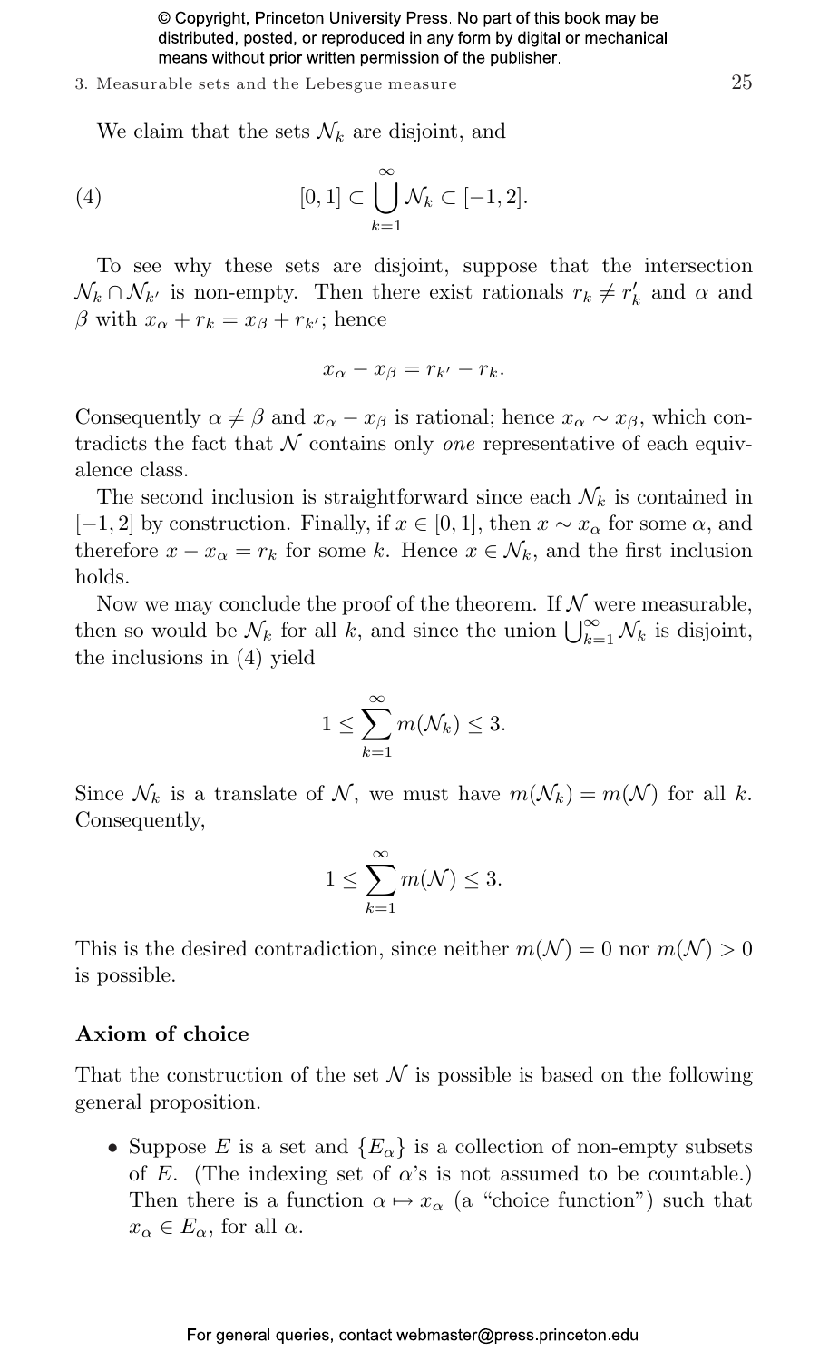We claim that the sets $\mathcal{N}_k$ are disjoint, and

$$(4) \qquad [0,1] \subset \bigcup_{k=1}^{\infty} \mathcal{N}_k \subset [-1,2].$$

To see why these sets are disjoint, suppose that the intersection $\mathcal{N}_k \cap \mathcal{N}_{k'}$ is non-empty. Then there exist rationals $r_k \neq r'_k$ and $\alpha$ and $\beta$ with $x_\alpha + r_k = x_\beta + r_{k'}$; hence

$$x_\alpha - x_\beta = r_{k'} - r_k.$$

Consequently $\alpha \neq \beta$ and $x_\alpha - x_\beta$ is rational; hence $x_\alpha \sim x_\beta$, which contradicts the fact that $\mathcal{N}$ contains only *one* representative of each equivalence class.

The second inclusion is straightforward since each $\mathcal{N}_k$ is contained in $[-1, 2]$ by construction. Finally, if $x \in [0, 1]$, then $x \sim x_\alpha$ for some $\alpha$, and therefore $x - x_\alpha = r_k$ for some $k$. Hence $x \in \mathcal{N}_k$, and the first inclusion holds.

Now we may conclude the proof of the theorem. If $\mathcal{N}$ were measurable, then so would be $\mathcal{N}_k$ for all $k$, and since the union $\bigcup_{k=1}^{\infty} \mathcal{N}_k$ is disjoint, the inclusions in (4) yield

$$1 \leq \sum_{k=1}^{\infty} m(\mathcal{N}_k) \leq 3.$$

Since $\mathcal{N}_k$ is a translate of $\mathcal{N}$, we must have $m(\mathcal{N}_k) = m(\mathcal{N})$ for all $k$. Consequently,

$$1 \leq \sum_{k=1}^{\infty} m(\mathcal{N}) \leq 3.$$

This is the desired contradiction, since neither $m(\mathcal{N}) = 0$ nor $m(\mathcal{N}) > 0$ is possible.

### Axiom of choice

That the construction of the set $\mathcal{N}$ is possible is based on the following general proposition.

- Suppose $E$ is a set and $\{E_\alpha\}$ is a collection of non-empty subsets of $E$. (The indexing set of $\alpha$'s is not assumed to be countable.) Then there is a function $\alpha \mapsto x_\alpha$ (a "choice function") such that $x_\alpha \in E_\alpha$, for all $\alpha$.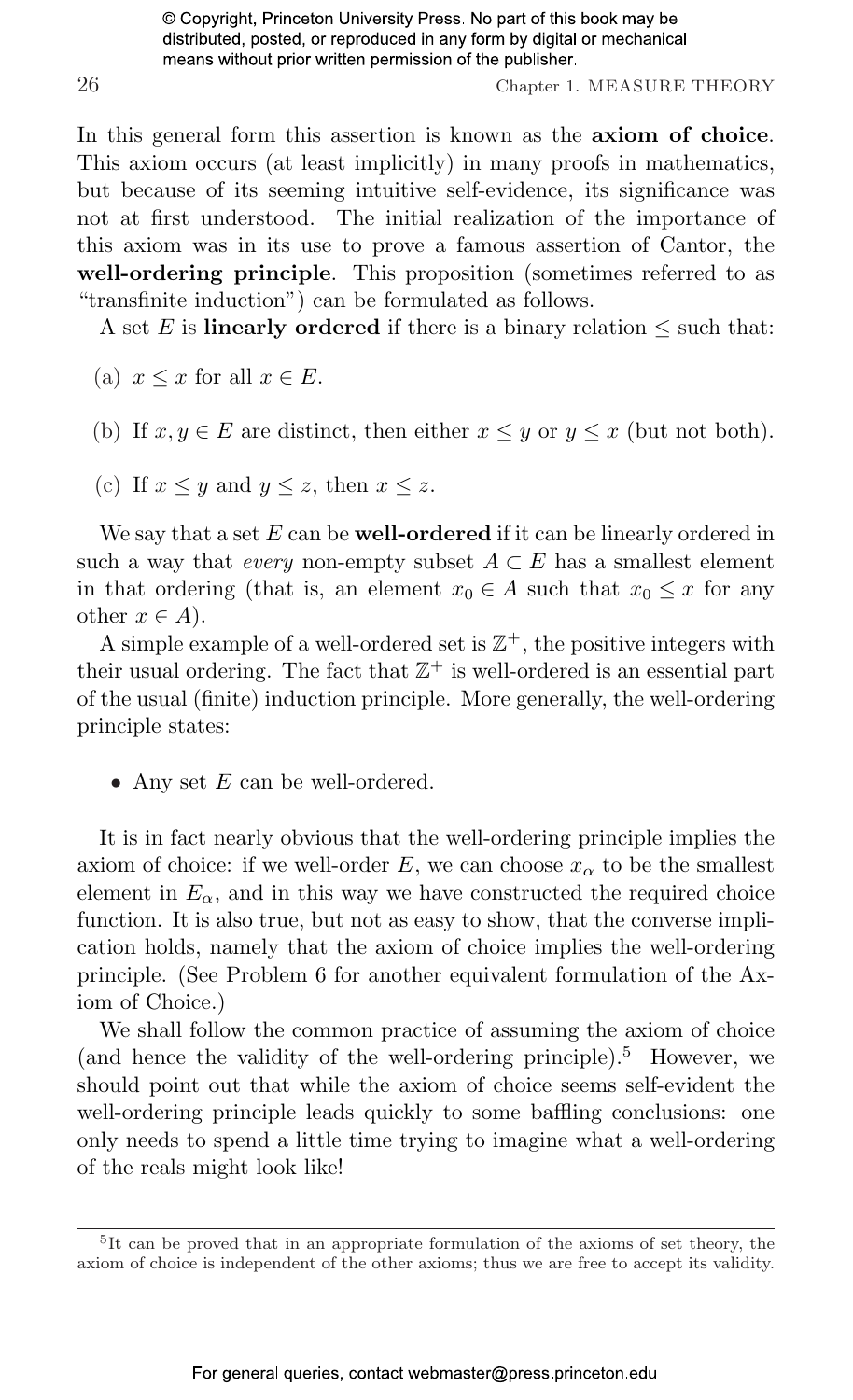In this general form this assertion is known as the **axiom of choice**. This axiom occurs (at least implicitly) in many proofs in mathematics, but because of its seeming intuitive self-evidence, its significance was not at first understood. The initial realization of the importance of this axiom was in its use to prove a famous assertion of Cantor, the **well-ordering principle**. This proposition (sometimes referred to as "transfinite induction") can be formulated as follows.

A set $E$ is **linearly ordered** if there is a binary relation $\leq$ such that:

(a) $x \leq x$ for all $x \in E$.

(b) If $x, y \in E$ are distinct, then either $x \leq y$ or $y \leq x$ (but not both).

(c) If $x \leq y$ and $y \leq z$, then $x \leq z$.

We say that a set $E$ can be **well-ordered** if it can be linearly ordered in such a way that *every* non-empty subset $A \subset E$ has a smallest element in that ordering (that is, an element $x_0 \in A$ such that $x_0 \leq x$ for any other $x \in A$).

A simple example of a well-ordered set is $\mathbb{Z}^+$, the positive integers with their usual ordering. The fact that $\mathbb{Z}^+$ is well-ordered is an essential part of the usual (finite) induction principle. More generally, the well-ordering principle states:

- Any set $E$ can be well-ordered.

It is in fact nearly obvious that the well-ordering principle implies the axiom of choice: if we well-order $E$, we can choose $x_\alpha$ to be the smallest element in $E_\alpha$, and in this way we have constructed the required choice function. It is also true, but not as easy to show, that the converse implication holds, namely that the axiom of choice implies the well-ordering principle. (See Problem 6 for another equivalent formulation of the Axiom of Choice.)

We shall follow the common practice of assuming the axiom of choice (and hence the validity of the well-ordering principle).[5] However, we should point out that while the axiom of choice seems self-evident the well-ordering principle leads quickly to some baffling conclusions: one only needs to spend a little time trying to imagine what a well-ordering of the reals might look like!

[5] It can be proved that in an appropriate formulation of the axioms of set theory, the axiom of choice is independent of the other axioms; thus we are free to accept its validity.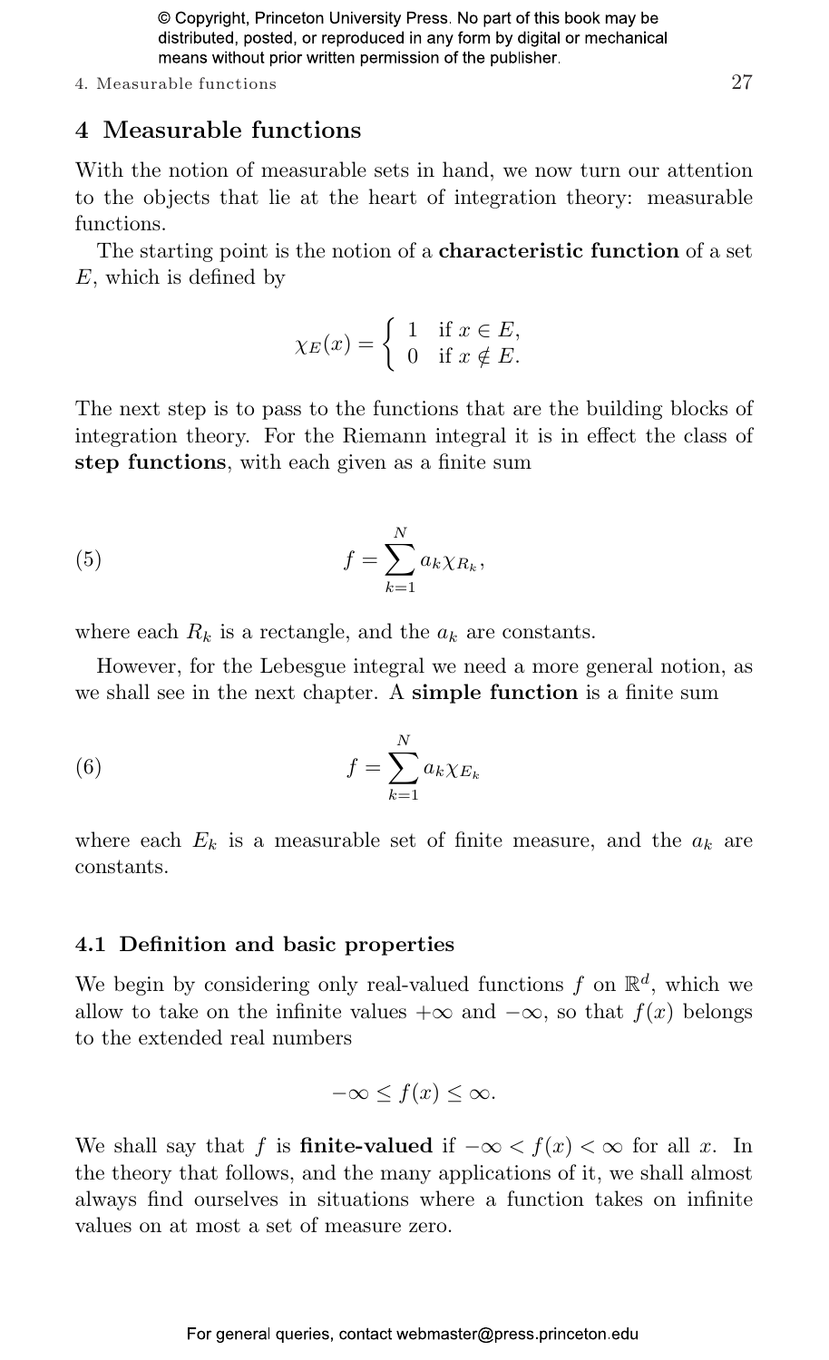## 4 Measurable functions

With the notion of measurable sets in hand, we now turn our attention to the objects that lie at the heart of integration theory: measurable functions.

The starting point is the notion of a **characteristic function** of a set $E$, which is defined by

$$\chi_E(x) = \begin{cases} 1 & \text{if } x \in E, \\ 0 & \text{if } x \notin E. \end{cases}$$

The next step is to pass to the functions that are the building blocks of integration theory. For the Riemann integral it is in effect the class of **step functions**, with each given as a finite sum

$$f = \sum_{k=1}^{N} a_k \chi_{R_k}, \tag{5}$$

where each $R_k$ is a rectangle, and the $a_k$ are constants.

However, for the Lebesgue integral we need a more general notion, as we shall see in the next chapter. A **simple function** is a finite sum

$$f = \sum_{k=1}^{N} a_k \chi_{E_k} \tag{6}$$

where each $E_k$ is a measurable set of finite measure, and the $a_k$ are constants.

### 4.1 Definition and basic properties

We begin by considering only real-valued functions $f$ on $\mathbb{R}^d$, which we allow to take on the infinite values $+\infty$ and $-\infty$, so that $f(x)$ belongs to the extended real numbers

$$-\infty \leq f(x) \leq \infty.$$

We shall say that $f$ is **finite-valued** if $-\infty < f(x) < \infty$ for all $x$. In the theory that follows, and the many applications of it, we shall almost always find ourselves in situations where a function takes on infinite values on at most a set of measure zero.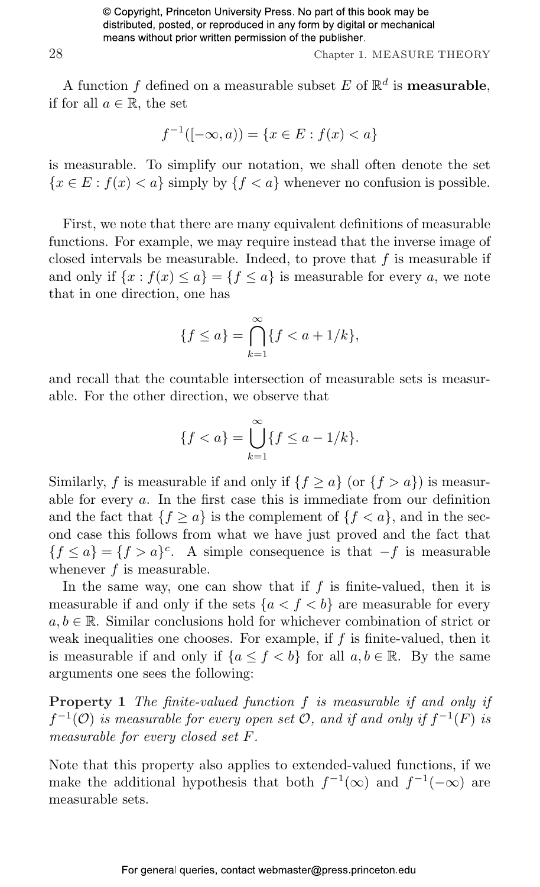A function $f$ defined on a measurable subset $E$ of $\mathbb{R}^d$ is **measurable**, if for all $a \in \mathbb{R}$, the set

$$f^{-1}([-\infty, a)) = \{x \in E : f(x) < a\}$$

is measurable. To simplify our notation, we shall often denote the set $\{x \in E : f(x) < a\}$ simply by $\{f < a\}$ whenever no confusion is possible.

First, we note that there are many equivalent definitions of measurable functions. For example, we may require instead that the inverse image of closed intervals be measurable. Indeed, to prove that $f$ is measurable if and only if $\{x : f(x) \leq a\} = \{f \leq a\}$ is measurable for every $a$, we note that in one direction, one has

$$\{f \leq a\} = \bigcap_{k=1}^{\infty} \{f < a + 1/k\},$$

and recall that the countable intersection of measurable sets is measurable. For the other direction, we observe that

$$\{f < a\} = \bigcup_{k=1}^{\infty} \{f \leq a - 1/k\}.$$

Similarly, $f$ is measurable if and only if $\{f \geq a\}$ (or $\{f > a\}$) is measurable for every $a$. In the first case this is immediate from our definition and the fact that $\{f \geq a\}$ is the complement of $\{f < a\}$, and in the second case this follows from what we have just proved and the fact that $\{f \leq a\} = \{f > a\}^c$. A simple consequence is that $-f$ is measurable whenever $f$ is measurable.

In the same way, one can show that if $f$ is finite-valued, then it is measurable if and only if the sets $\{a < f < b\}$ are measurable for every $a, b \in \mathbb{R}$. Similar conclusions hold for whichever combination of strict or weak inequalities one chooses. For example, if $f$ is finite-valued, then it is measurable if and only if $\{a \leq f < b\}$ for all $a, b \in \mathbb{R}$. By the same arguments one sees the following:

**Property 1** *The finite-valued function $f$ is measurable if and only if $f^{-1}(\mathcal{O})$ is measurable for every open set $\mathcal{O}$, and if and only if $f^{-1}(F)$ is measurable for every closed set $F$.*

Note that this property also applies to extended-valued functions, if we make the additional hypothesis that both $f^{-1}(\infty)$ and $f^{-1}(-\infty)$ are measurable sets.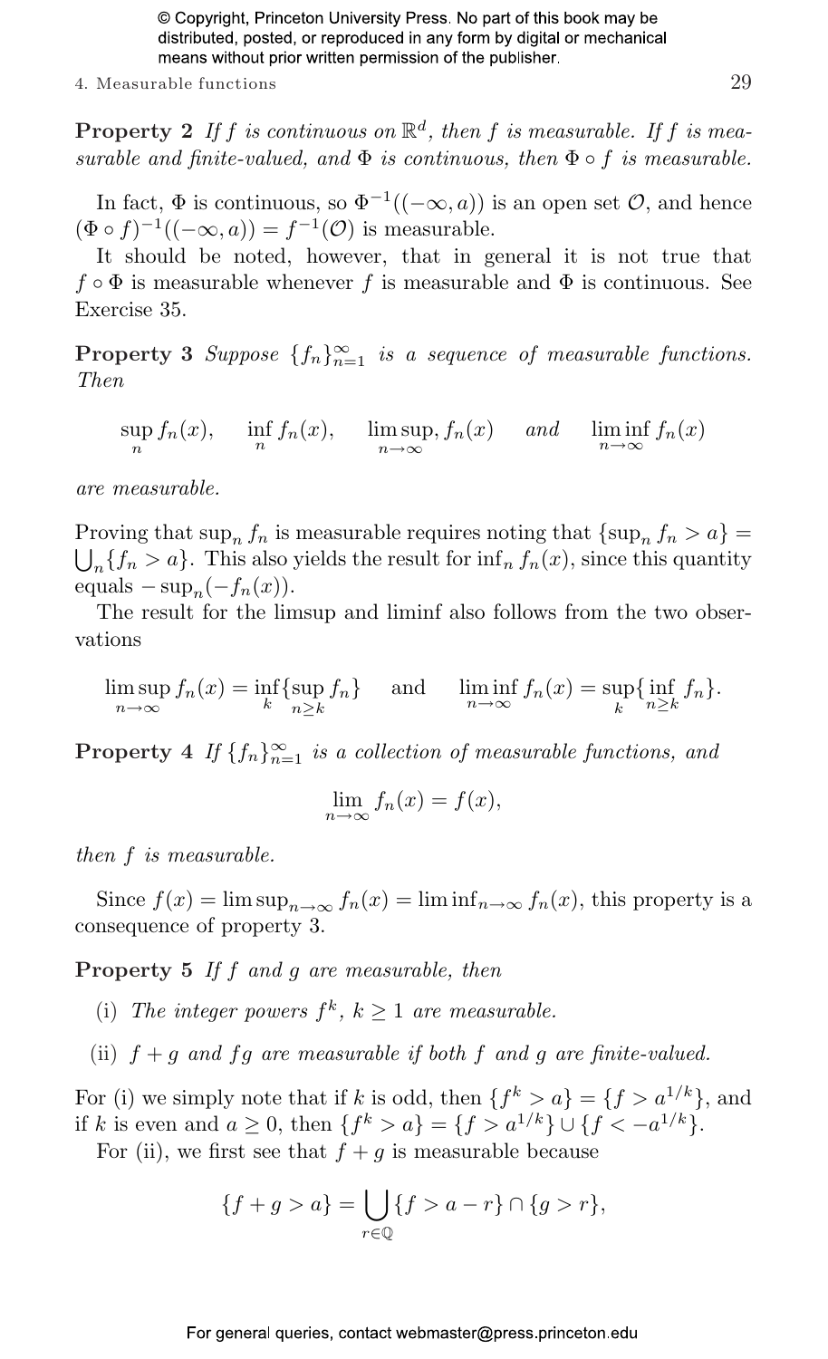**Property 2** *If $f$ is continuous on $\mathbb{R}^d$, then $f$ is measurable. If $f$ is measurable and finite-valued, and $\Phi$ is continuous, then $\Phi \circ f$ is measurable.*

In fact, $\Phi$ is continuous, so $\Phi^{-1}((-\infty, a))$ is an open set $\mathcal{O}$, and hence $(\Phi \circ f)^{-1}((-\infty, a)) = f^{-1}(\mathcal{O})$ is measurable.

It should be noted, however, that in general it is not true that $f \circ \Phi$ is measurable whenever $f$ is measurable and $\Phi$ is continuous. See Exercise 35.

**Property 3** *Suppose $\{f_n\}_{n=1}^{\infty}$ is a sequence of measurable functions. Then*

$$\sup_n f_n(x), \quad \inf_n f_n(x), \quad \limsup_{n\to\infty}, f_n(x) \quad \textit{and} \quad \liminf_{n\to\infty} f_n(x)$$

*are measurable.*

Proving that $\sup_n f_n$ is measurable requires noting that $\{\sup_n f_n > a\} = \bigcup_n \{f_n > a\}$. This also yields the result for $\inf_n f_n(x)$, since this quantity equals $-\sup_n(-f_n(x))$.

The result for the limsup and liminf also follows from the two observations

$$\limsup_{n\to\infty} f_n(x) = \inf_k \{\sup_{n\geq k} f_n\} \quad \text{and} \quad \liminf_{n\to\infty} f_n(x) = \sup_k \{\inf_{n\geq k} f_n\}.$$

**Property 4** *If $\{f_n\}_{n=1}^{\infty}$ is a collection of measurable functions, and*

$$\lim_{n\to\infty} f_n(x) = f(x),$$

*then $f$ is measurable.*

Since $f(x) = \limsup_{n\to\infty} f_n(x) = \liminf_{n\to\infty} f_n(x)$, this property is a consequence of property 3.

**Property 5** *If $f$ and $g$ are measurable, then*

(i) *The integer powers $f^k$, $k \geq 1$ are measurable.*

(ii) *$f + g$ and $fg$ are measurable if both $f$ and $g$ are finite-valued.*

For (i) we simply note that if $k$ is odd, then $\{f^k > a\} = \{f > a^{1/k}\}$, and if $k$ is even and $a \geq 0$, then $\{f^k > a\} = \{f > a^{1/k}\} \cup \{f < -a^{1/k}\}$.

For (ii), we first see that $f + g$ is measurable because

$$\{f + g > a\} = \bigcup_{r \in \mathbb{Q}} \{f > a - r\} \cap \{g > r\},$$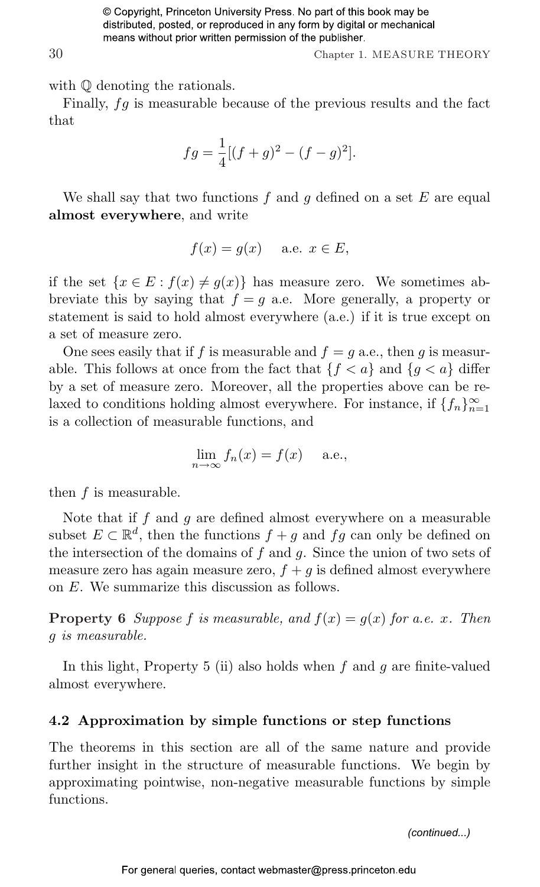with $\mathbb{Q}$ denoting the rationals.

Finally, $fg$ is measurable because of the previous results and the fact that

$$fg = \frac{1}{4}[(f+g)^2 - (f-g)^2].$$

We shall say that two functions $f$ and $g$ defined on a set $E$ are equal **almost everywhere**, and write

$$f(x) = g(x) \quad \text{a.e. } x \in E,$$

if the set $\{x \in E : f(x) \neq g(x)\}$ has measure zero. We sometimes abbreviate this by saying that $f = g$ a.e. More generally, a property or statement is said to hold almost everywhere (a.e.) if it is true except on a set of measure zero.

One sees easily that if $f$ is measurable and $f = g$ a.e., then $g$ is measurable. This follows at once from the fact that $\{f < a\}$ and $\{g < a\}$ differ by a set of measure zero. Moreover, all the properties above can be relaxed to conditions holding almost everywhere. For instance, if $\{f_n\}_{n=1}^{\infty}$ is a collection of measurable functions, and

$$\lim_{n\to\infty} f_n(x) = f(x) \quad \text{a.e.},$$

then $f$ is measurable.

Note that if $f$ and $g$ are defined almost everywhere on a measurable subset $E \subset \mathbb{R}^d$, then the functions $f + g$ and $fg$ can only be defined on the intersection of the domains of $f$ and $g$. Since the union of two sets of measure zero has again measure zero, $f + g$ is defined almost everywhere on $E$. We summarize this discussion as follows.

**Property 6** *Suppose $f$ is measurable, and $f(x) = g(x)$ for a.e. $x$. Then $g$ is measurable.*

In this light, Property 5 (ii) also holds when $f$ and $g$ are finite-valued almost everywhere.

### 4.2 Approximation by simple functions or step functions

The theorems in this section are all of the same nature and provide further insight in the structure of measurable functions. We begin by approximating pointwise, non-negative measurable functions by simple functions.

*(continued...)*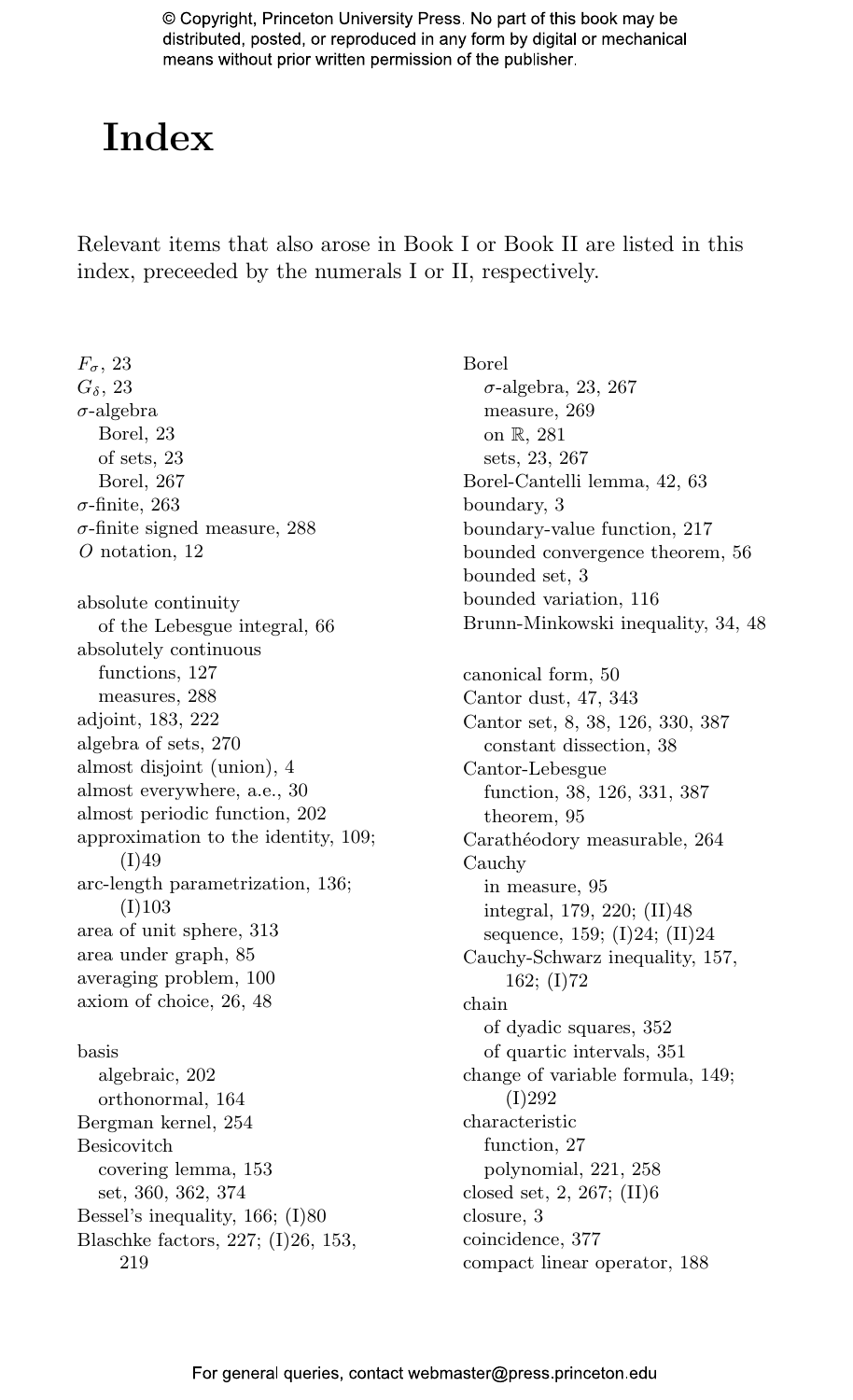# Index

Relevant items that also arose in Book I or Book II are listed in this index, preceeded by the numerals I or II, respectively.

$F_\sigma$, 23
$G_\delta$, 23
$\sigma$-algebra
  Borel, 23
  of sets, 23
  Borel, 267
$\sigma$-finite, 263
$\sigma$-finite signed measure, 288
$O$ notation, 12

absolute continuity
  of the Lebesgue integral, 66
absolutely continuous
  functions, 127
  measures, 288
adjoint, 183, 222
algebra of sets, 270
almost disjoint (union), 4
almost everywhere, a.e., 30
almost periodic function, 202
approximation to the identity, 109; (I)49
arc-length parametrization, 136; (I)103
area of unit sphere, 313
area under graph, 85
averaging problem, 100
axiom of choice, 26, 48

basis
  algebraic, 202
  orthonormal, 164
Bergman kernel, 254
Besicovitch
  covering lemma, 153
  set, 360, 362, 374
Bessel's inequality, 166; (I)80
Blaschke factors, 227; (I)26, 153, 219

Borel
  $\sigma$-algebra, 23, 267
  measure, 269
  on $\mathbb{R}$, 281
  sets, 23, 267
Borel-Cantelli lemma, 42, 63
boundary, 3
boundary-value function, 217
bounded convergence theorem, 56
bounded set, 3
bounded variation, 116
Brunn-Minkowski inequality, 34, 48

canonical form, 50
Cantor dust, 47, 343
Cantor set, 8, 38, 126, 330, 387
  constant dissection, 38
Cantor-Lebesgue
  function, 38, 126, 331, 387
  theorem, 95
Carathéodory measurable, 264
Cauchy
  in measure, 95
  integral, 179, 220; (II)48
  sequence, 159; (I)24; (II)24
Cauchy-Schwarz inequality, 157, 162; (I)72
chain
  of dyadic squares, 352
  of quartic intervals, 351
change of variable formula, 149; (I)292
characteristic
  function, 27
  polynomial, 221, 258
closed set, 2, 267; (II)6
closure, 3
coincidence, 377
compact linear operator, 188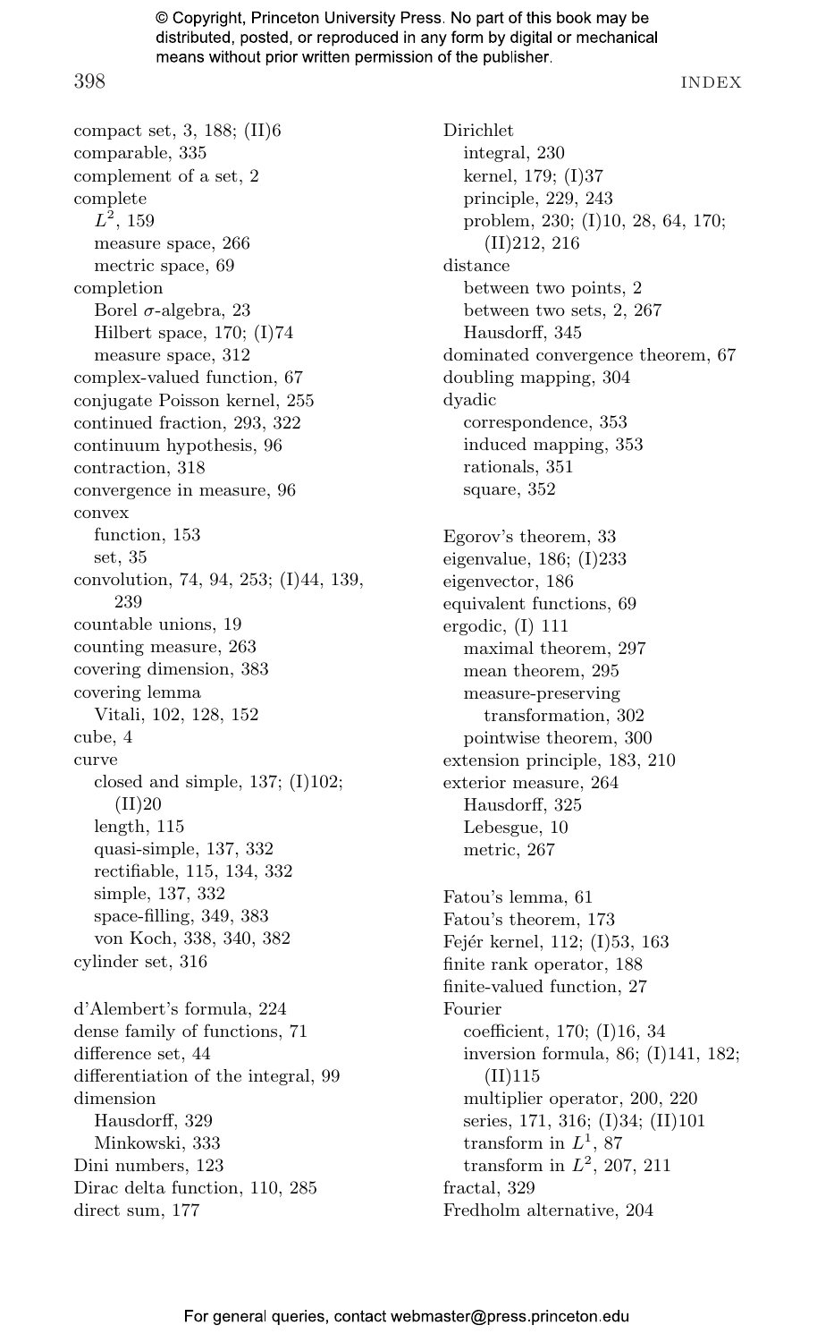compact set, 3, 188; (II)6
comparable, 335
complement of a set, 2
complete
  $L^2$, 159
  measure space, 266
  mectric space, 69
completion
  Borel $\sigma$-algebra, 23
  Hilbert space, 170; (I)74
  measure space, 312
complex-valued function, 67
conjugate Poisson kernel, 255
continued fraction, 293, 322
continuum hypothesis, 96
contraction, 318
convergence in measure, 96
convex
  function, 153
  set, 35
convolution, 74, 94, 253; (I)44, 139, 239
countable unions, 19
counting measure, 263
covering dimension, 383
covering lemma
  Vitali, 102, 128, 152
cube, 4
curve
  closed and simple, 137; (I)102; (II)20
  length, 115
  quasi-simple, 137, 332
  rectifiable, 115, 134, 332
  simple, 137, 332
  space-filling, 349, 383
  von Koch, 338, 340, 382
cylinder set, 316

d'Alembert's formula, 224
dense family of functions, 71
difference set, 44
differentiation of the integral, 99
dimension
  Hausdorff, 329
  Minkowski, 333
Dini numbers, 123
Dirac delta function, 110, 285
direct sum, 177

Dirichlet
  integral, 230
  kernel, 179; (I)37
  principle, 229, 243
  problem, 230; (I)10, 28, 64, 170; (II)212, 216
distance
  between two points, 2
  between two sets, 2, 267
  Hausdorff, 345
dominated convergence theorem, 67
doubling mapping, 304
dyadic
  correspondence, 353
  induced mapping, 353
  rationals, 351
  square, 352

Egorov's theorem, 33
eigenvalue, 186; (I)233
eigenvector, 186
equivalent functions, 69
ergodic, (I) 111
  maximal theorem, 297
  mean theorem, 295
  measure-preserving
    transformation, 302
  pointwise theorem, 300
extension principle, 183, 210
exterior measure, 264
  Hausdorff, 325
  Lebesgue, 10
  metric, 267

Fatou's lemma, 61
Fatou's theorem, 173
Fejér kernel, 112; (I)53, 163
finite rank operator, 188
finite-valued function, 27
Fourier
  coefficient, 170; (I)16, 34
  inversion formula, 86; (I)141, 182; (II)115
  multiplier operator, 200, 220
  series, 171, 316; (I)34; (II)101
  transform in $L^1$, 87
  transform in $L^2$, 207, 211
fractal, 329
Fredholm alternative, 204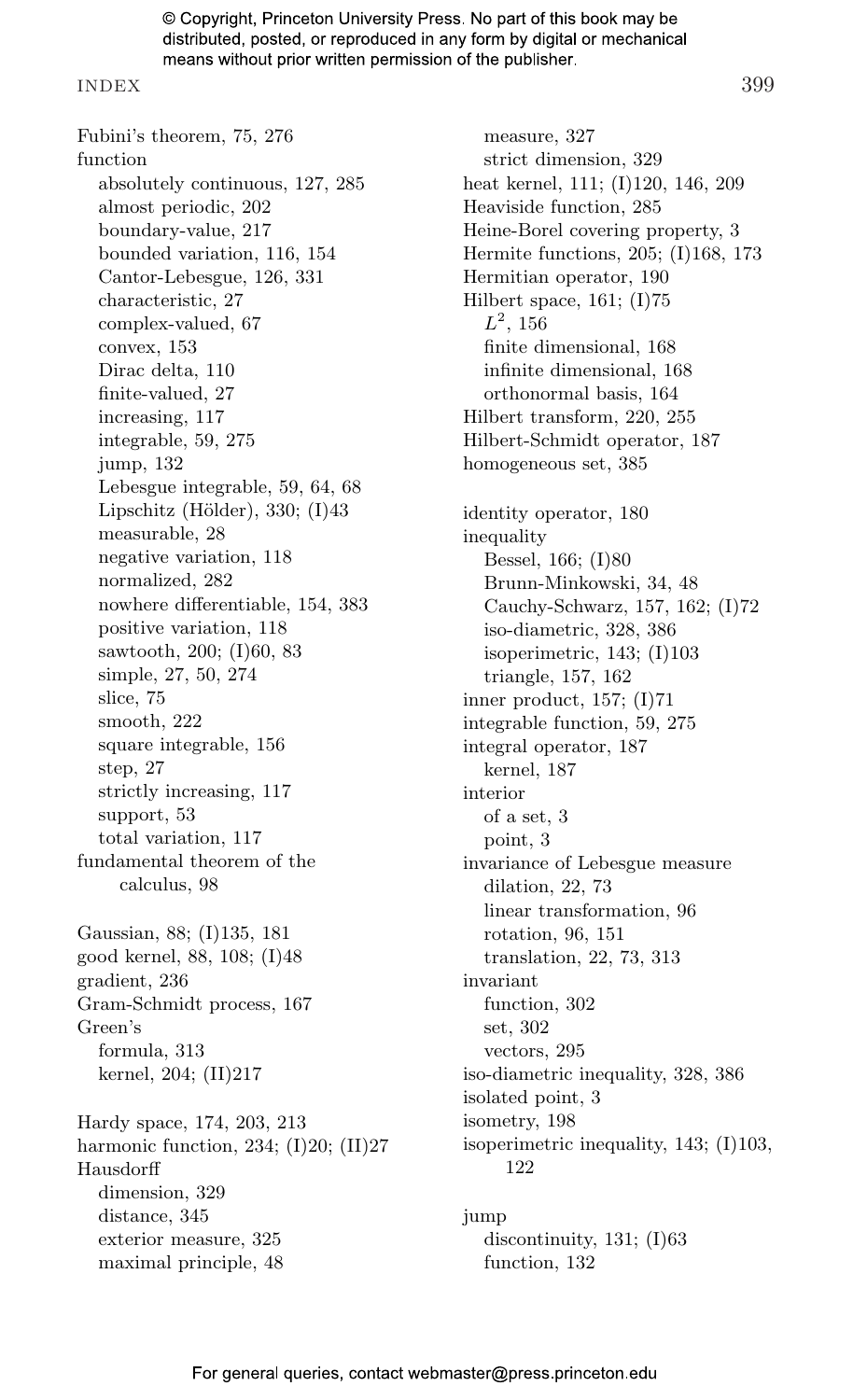Fubini's theorem, 75, 276
function
  absolutely continuous, 127, 285
  almost periodic, 202
  boundary-value, 217
  bounded variation, 116, 154
  Cantor-Lebesgue, 126, 331
  characteristic, 27
  complex-valued, 67
  convex, 153
  Dirac delta, 110
  finite-valued, 27
  increasing, 117
  integrable, 59, 275
  jump, 132
  Lebesgue integrable, 59, 64, 68
  Lipschitz (Hölder), 330; (I)43
  measurable, 28
  negative variation, 118
  normalized, 282
  nowhere differentiable, 154, 383
  positive variation, 118
  sawtooth, 200; (I)60, 83
  simple, 27, 50, 274
  slice, 75
  smooth, 222
  square integrable, 156
  step, 27
  strictly increasing, 117
  support, 53
  total variation, 117
fundamental theorem of the calculus, 98

Gaussian, 88; (I)135, 181
good kernel, 88, 108; (I)48
gradient, 236
Gram-Schmidt process, 167
Green's
  formula, 313
  kernel, 204; (II)217

Hardy space, 174, 203, 213
harmonic function, 234; (I)20; (II)27
Hausdorff
  dimension, 329
  distance, 345
  exterior measure, 325
  maximal principle, 48
  measure, 327
  strict dimension, 329
heat kernel, 111; (I)120, 146, 209
Heaviside function, 285
Heine-Borel covering property, 3
Hermite functions, 205; (I)168, 173
Hermitian operator, 190
Hilbert space, 161; (I)75
  $L^2$, 156
  finite dimensional, 168
  infinite dimensional, 168
  orthonormal basis, 164
Hilbert transform, 220, 255
Hilbert-Schmidt operator, 187
homogeneous set, 385

identity operator, 180
inequality
  Bessel, 166; (I)80
  Brunn-Minkowski, 34, 48
  Cauchy-Schwarz, 157, 162; (I)72
  iso-diametric, 328, 386
  isoperimetric, 143; (I)103
  triangle, 157, 162
inner product, 157; (I)71
integrable function, 59, 275
integral operator, 187
  kernel, 187
interior
  of a set, 3
  point, 3
invariance of Lebesgue measure
  dilation, 22, 73
  linear transformation, 96
  rotation, 96, 151
  translation, 22, 73, 313
invariant
  function, 302
  set, 302
  vectors, 295
iso-diametric inequality, 328, 386
isolated point, 3
isometry, 198
isoperimetric inequality, 143; (I)103, 122

jump
  discontinuity, 131; (I)63
  function, 132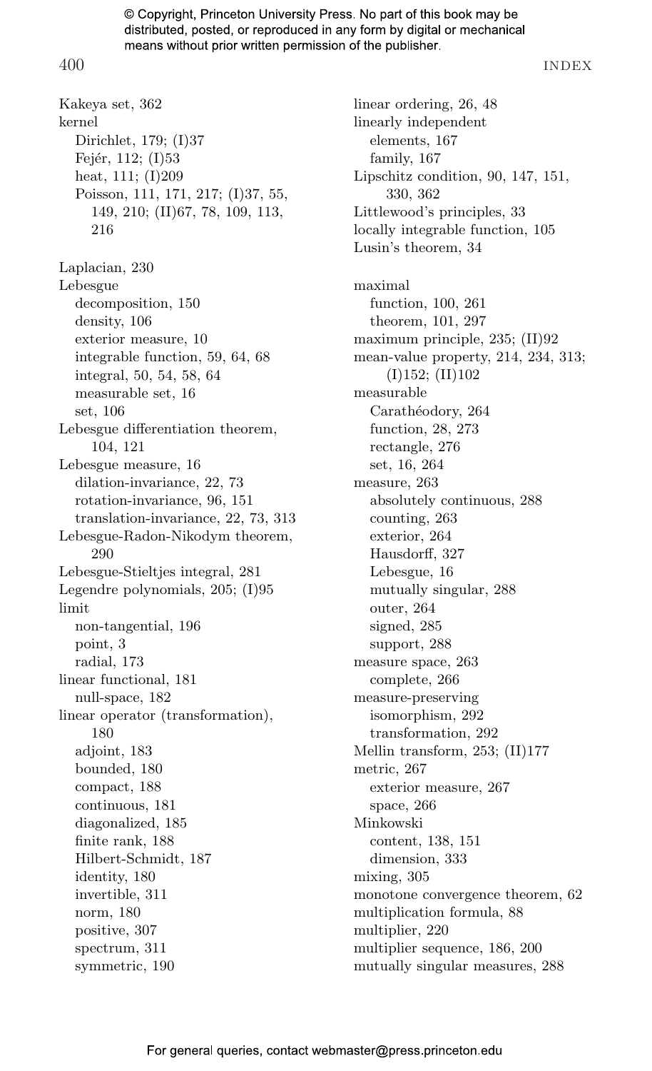Kakeya set, 362
kernel
  Dirichlet, 179; (I)37
  Fejér, 112; (I)53
  heat, 111; (I)209
  Poisson, 111, 171, 217; (I)37, 55, 149, 210; (II)67, 78, 109, 113, 216

Laplacian, 230
Lebesgue
  decomposition, 150
  density, 106
  exterior measure, 10
  integrable function, 59, 64, 68
  integral, 50, 54, 58, 64
  measurable set, 16
  set, 106
Lebesgue differentiation theorem, 104, 121
Lebesgue measure, 16
  dilation-invariance, 22, 73
  rotation-invariance, 96, 151
  translation-invariance, 22, 73, 313
Lebesgue-Radon-Nikodym theorem, 290
Lebesgue-Stieltjes integral, 281
Legendre polynomials, 205; (I)95
limit
  non-tangential, 196
  point, 3
  radial, 173
linear functional, 181
  null-space, 182
linear operator (transformation), 180
  adjoint, 183
  bounded, 180
  compact, 188
  continuous, 181
  diagonalized, 185
  finite rank, 188
  Hilbert-Schmidt, 187
  identity, 180
  invertible, 311
  norm, 180
  positive, 307
  spectrum, 311
  symmetric, 190

linear ordering, 26, 48
linearly independent
  elements, 167
  family, 167
Lipschitz condition, 90, 147, 151, 330, 362
Littlewood's principles, 33
locally integrable function, 105
Lusin's theorem, 34

maximal
  function, 100, 261
  theorem, 101, 297
maximum principle, 235; (II)92
mean-value property, 214, 234, 313; (I)152; (II)102
measurable
  Carathéodory, 264
  function, 28, 273
  rectangle, 276
  set, 16, 264
measure, 263
  absolutely continuous, 288
  counting, 263
  exterior, 264
  Hausdorff, 327
  Lebesgue, 16
  mutually singular, 288
  outer, 264
  signed, 285
  support, 288
measure space, 263
  complete, 266
measure-preserving
  isomorphism, 292
  transformation, 292
Mellin transform, 253; (II)177
metric, 267
  exterior measure, 267
  space, 266
Minkowski
  content, 138, 151
  dimension, 333
mixing, 305
monotone convergence theorem, 62
multiplication formula, 88
multiplier, 220
multiplier sequence, 186, 200
mutually singular measures, 288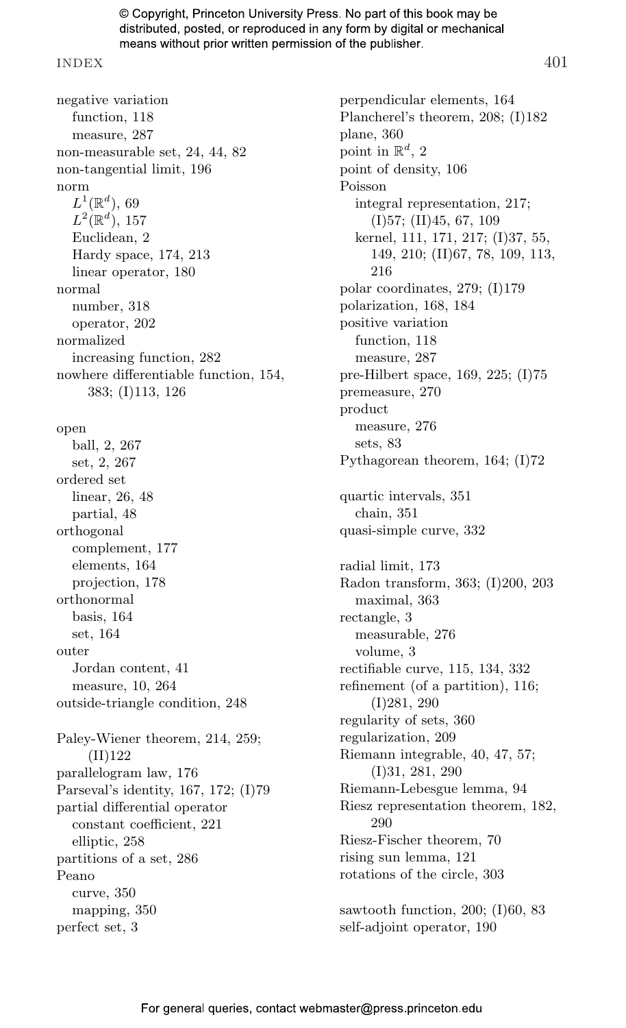negative variation
  function, 118
  measure, 287
non-measurable set, 24, 44, 82
non-tangential limit, 196
norm
  $L^1(\mathbb{R}^d)$, 69
  $L^2(\mathbb{R}^d)$, 157
  Euclidean, 2
  Hardy space, 174, 213
  linear operator, 180
normal
  number, 318
  operator, 202
normalized
  increasing function, 282
nowhere differentiable function, 154, 383; (I)113, 126

open
  ball, 2, 267
  set, 2, 267
ordered set
  linear, 26, 48
  partial, 48
orthogonal
  complement, 177
  elements, 164
  projection, 178
orthonormal
  basis, 164
  set, 164
outer
  Jordan content, 41
  measure, 10, 264
outside-triangle condition, 248

Paley-Wiener theorem, 214, 259; (II)122
parallelogram law, 176
Parseval's identity, 167, 172; (I)79
partial differential operator
  constant coefficient, 221
  elliptic, 258
partitions of a set, 286
Peano
  curve, 350
  mapping, 350
perfect set, 3
perpendicular elements, 164
Plancherel's theorem, 208; (I)182
plane, 360
point in $\mathbb{R}^d$, 2
point of density, 106
Poisson
  integral representation, 217; (I)57; (II)45, 67, 109
  kernel, 111, 171, 217; (I)37, 55, 149, 210; (II)67, 78, 109, 113, 216
polar coordinates, 279; (I)179
polarization, 168, 184
positive variation
  function, 118
  measure, 287
pre-Hilbert space, 169, 225; (I)75
premeasure, 270
product
  measure, 276
  sets, 83
Pythagorean theorem, 164; (I)72

quartic intervals, 351
  chain, 351
quasi-simple curve, 332

radial limit, 173
Radon transform, 363; (I)200, 203
  maximal, 363
rectangle, 3
  measurable, 276
  volume, 3
rectifiable curve, 115, 134, 332
refinement (of a partition), 116; (I)281, 290
regularity of sets, 360
regularization, 209
Riemann integrable, 40, 47, 57; (I)31, 281, 290
Riemann-Lebesgue lemma, 94
Riesz representation theorem, 182, 290
Riesz-Fischer theorem, 70
rising sun lemma, 121
rotations of the circle, 303

sawtooth function, 200; (I)60, 83
self-adjoint operator, 190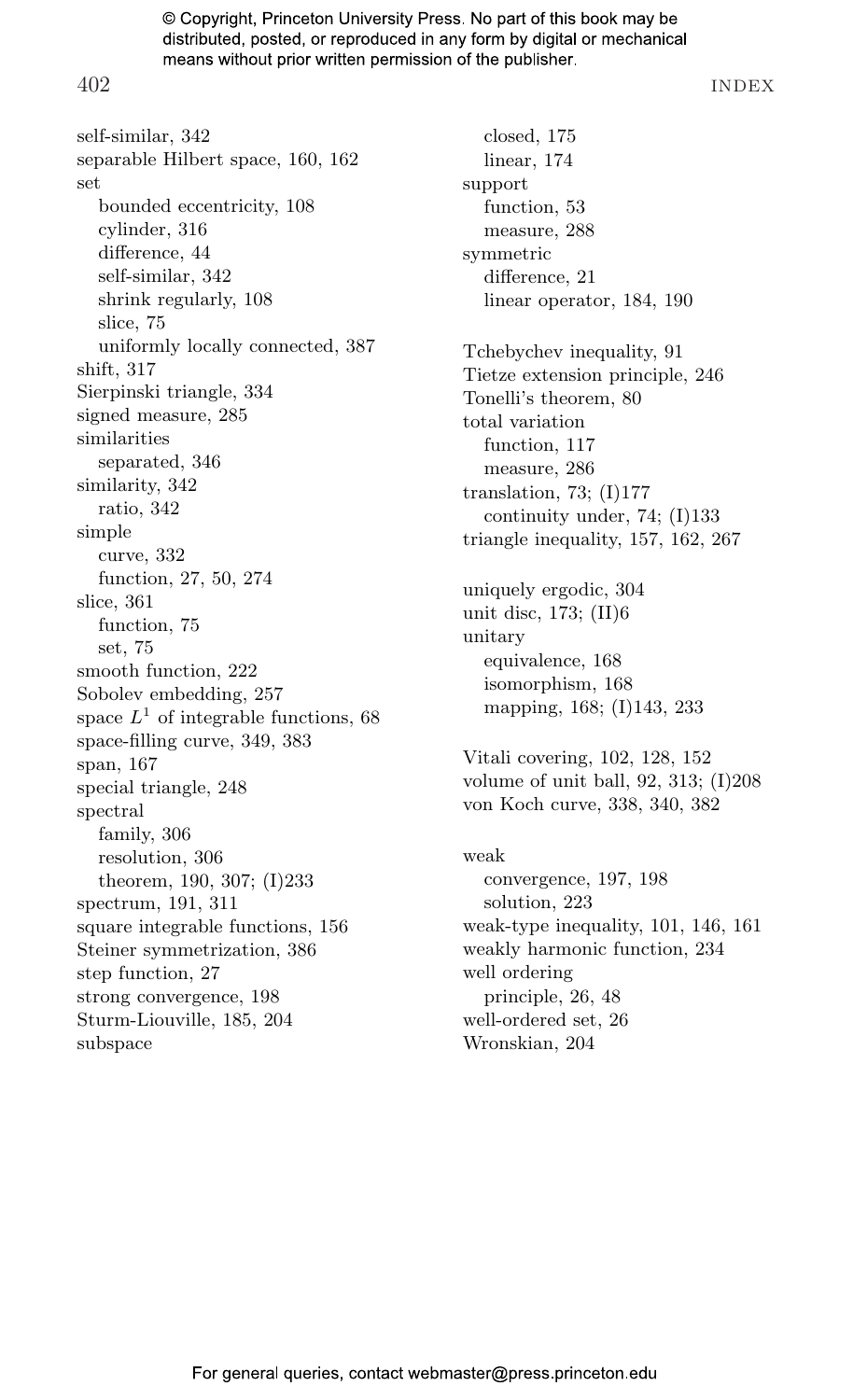self-similar, 342
separable Hilbert space, 160, 162
set
  bounded eccentricity, 108
  cylinder, 316
  difference, 44
  self-similar, 342
  shrink regularly, 108
  slice, 75
  uniformly locally connected, 387
shift, 317
Sierpinski triangle, 334
signed measure, 285
similarities
  separated, 346
similarity, 342
  ratio, 342
simple
  curve, 332
  function, 27, 50, 274
slice, 361
  function, 75
  set, 75
smooth function, 222
Sobolev embedding, 257
space $L^1$ of integrable functions, 68
space-filling curve, 349, 383
span, 167
special triangle, 248
spectral
  family, 306
  resolution, 306
  theorem, 190, 307; (I)233
spectrum, 191, 311
square integrable functions, 156
Steiner symmetrization, 386
step function, 27
strong convergence, 198
Sturm-Liouville, 185, 204
subspace
  closed, 175
  linear, 174
support
  function, 53
  measure, 288
symmetric
  difference, 21
  linear operator, 184, 190

Tchebychev inequality, 91
Tietze extension principle, 246
Tonelli's theorem, 80
total variation
  function, 117
  measure, 286
translation, 73; (I)177
  continuity under, 74; (I)133
triangle inequality, 157, 162, 267

uniquely ergodic, 304
unit disc, 173; (II)6
unitary
  equivalence, 168
  isomorphism, 168
  mapping, 168; (I)143, 233

Vitali covering, 102, 128, 152
volume of unit ball, 92, 313; (I)208
von Koch curve, 338, 340, 382

weak
  convergence, 197, 198
  solution, 223
weak-type inequality, 101, 146, 161
weakly harmonic function, 234
well ordering
  principle, 26, 48
well-ordered set, 26
Wronskian, 204